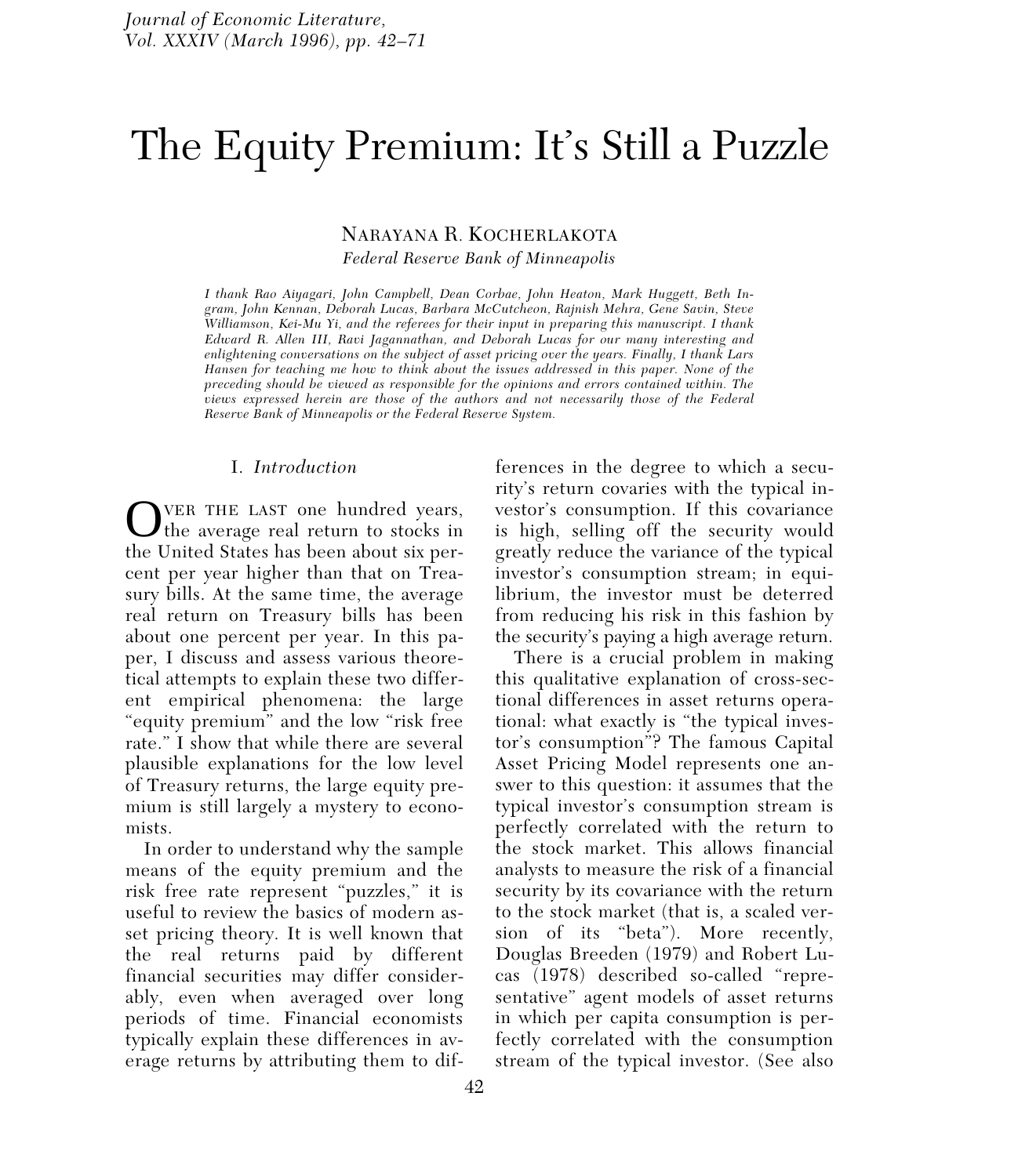# The Equity Premium: It's Still a Puzzle

NARAYANA R. KOCHERLAKOTA

*Federal Reserve Bank of Minneapolis*

*I thank Rao Aiyagari, John Campbell, Dean Corbae, John Heaton, Mark Huggett, Beth Ingram, John Kennan, Deborah Lucas, Barbara McCutcheon, Rajnish Mehra, Gene Savin, Steve Williamson, Kei-Mu Yi, and the referees for their input in preparing this manuscript. I thank Edward R. Allen III, Ravi Jagannathan, and Deborah Lucas for our many interesting and enlightening conversations on the subject of asset pricing over the years. Finally, I thank Lars Hansen for teaching me how to think about the issues addressed in this paper. None of the preceding should be viewed as responsible for the opinions and errors contained within. The views expressed herein are those of the authors and not necessarily those of the Federal Reserve Bank of Minneapolis or the Federal Reserve System.*

## I. *Introduction*

OVER THE LAST one hundred years, the average real return to stocks in the United States has been about six percent per year higher than that on Treasury bills. At the same time, the average real return on Treasury bills has been about one percent per year. In this paper, I discuss and assess various theoretical attempts to explain these two different empirical phenomena: the large "equity premium" and the low "risk free rate." I show that while there are several plausible explanations for the low level of Treasury returns, the large equity premium is still largely a mystery to economists.

In order to understand why the sample means of the equity premium and the risk free rate represent "puzzles," it is useful to review the basics of modern asset pricing theory. It is well known that the real returns paid by different financial securities may differ considerably, even when averaged over long periods of time. Financial economists typically explain these differences in average returns by attributing them to differences in the degree to which a security's return covaries with the typical investor's consumption. If this covariance is high, selling off the security would greatly reduce the variance of the typical investor's consumption stream; in equilibrium, the investor must be deterred from reducing his risk in this fashion by the security's paying a high average return.

There is a crucial problem in making this qualitative explanation of cross-sectional differences in asset returns operational: what exactly is "the typical investor's consumption"? The famous Capital Asset Pricing Model represents one answer to this question: it assumes that the typical investor's consumption stream is perfectly correlated with the return to the stock market. This allows financial analysts to measure the risk of a financial security by its covariance with the return to the stock market (that is, a scaled version of its "beta"). More recently, Douglas Breeden (1979) and Robert Lucas (1978) described so-called "representative" agent models of asset returns in which per capita consumption is perfectly correlated with the consumption stream of the typical investor. (See also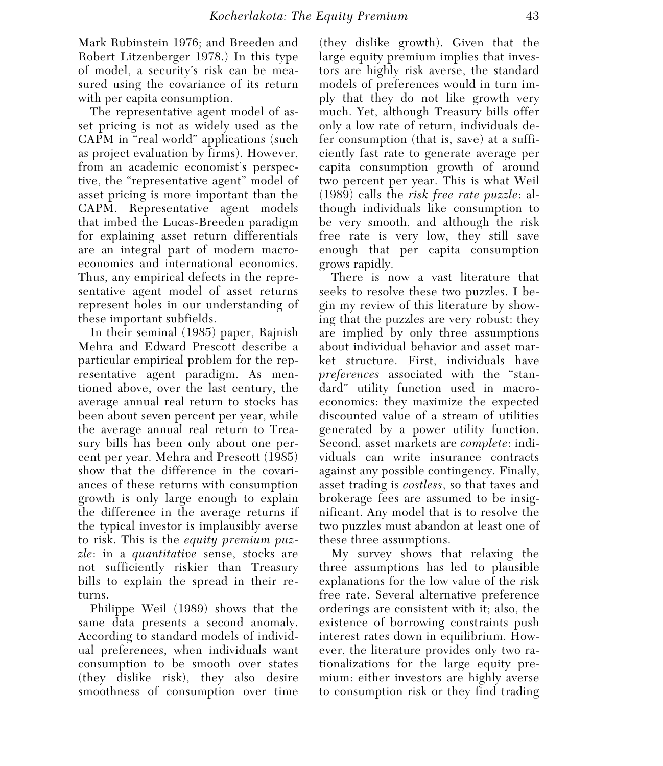Mark Rubinstein 1976; and Breeden and Robert Litzenberger 1978.) In this type of model, a security's risk can be measured using the covariance of its return with per capita consumption.

The representative agent model of asset pricing is not as widely used as the CAPM in "real world" applications (such as project evaluation by firms). However, from an academic economist's perspective, the "representative agent" model of asset pricing is more important than the CAPM. Representative agent models that imbed the Lucas-Breeden paradigm for explaining asset return differentials are an integral part of modern macroeconomics and international economics. Thus, any empirical defects in the representative agent model of asset returns represent holes in our understanding of these important subfields.

In their seminal (1985) paper, Rajnish Mehra and Edward Prescott describe a particular empirical problem for the representative agent paradigm. As mentioned above, over the last century, the average annual real return to stocks has been about seven percent per year, while the average annual real return to Treasury bills has been only about one percent per year. Mehra and Prescott (1985) show that the difference in the covariances of these returns with consumption growth is only large enough to explain the difference in the average returns if the typical investor is implausibly averse to risk. This is the *equity premium puzzle*: in a *quantitative* sense, stocks are not sufficiently riskier than Treasury bills to explain the spread in their returns.

Philippe Weil (1989) shows that the same data presents a second anomaly. According to standard models of individual preferences, when individuals want consumption to be smooth over states (they dislike risk), they also desire smoothness of consumption over time (they dislike growth). Given that the large equity premium implies that investors are highly risk averse, the standard models of preferences would in turn imply that they do not like growth very much. Yet, although Treasury bills offer only a low rate of return, individuals defer consumption (that is, save) at a sufficiently fast rate to generate average per capita consumption growth of around two percent per year. This is what Weil (1989) calls the *risk free rate puzzle*: although individuals like consumption to be very smooth, and although the risk free rate is very low, they still save enough that per capita consumption grows rapidly.

There is now a vast literature that seeks to resolve these two puzzles. I begin my review of this literature by showing that the puzzles are very robust: they are implied by only three assumptions about individual behavior and asset market structure. First, individuals have *preferences* associated with the "standard" utility function used in macroeconomics: they maximize the expected discounted value of a stream of utilities generated by a power utility function. Second, asset markets are *complete*: individuals can write insurance contracts against any possible contingency. Finally, asset trading is *costless*, so that taxes and brokerage fees are assumed to be insignificant. Any model that is to resolve the two puzzles must abandon at least one of these three assumptions.

My survey shows that relaxing the three assumptions has led to plausible explanations for the low value of the risk free rate. Several alternative preference orderings are consistent with it; also, the existence of borrowing constraints push interest rates down in equilibrium. However, the literature provides only two rationalizations for the large equity premium: either investors are highly averse to consumption risk or they find trading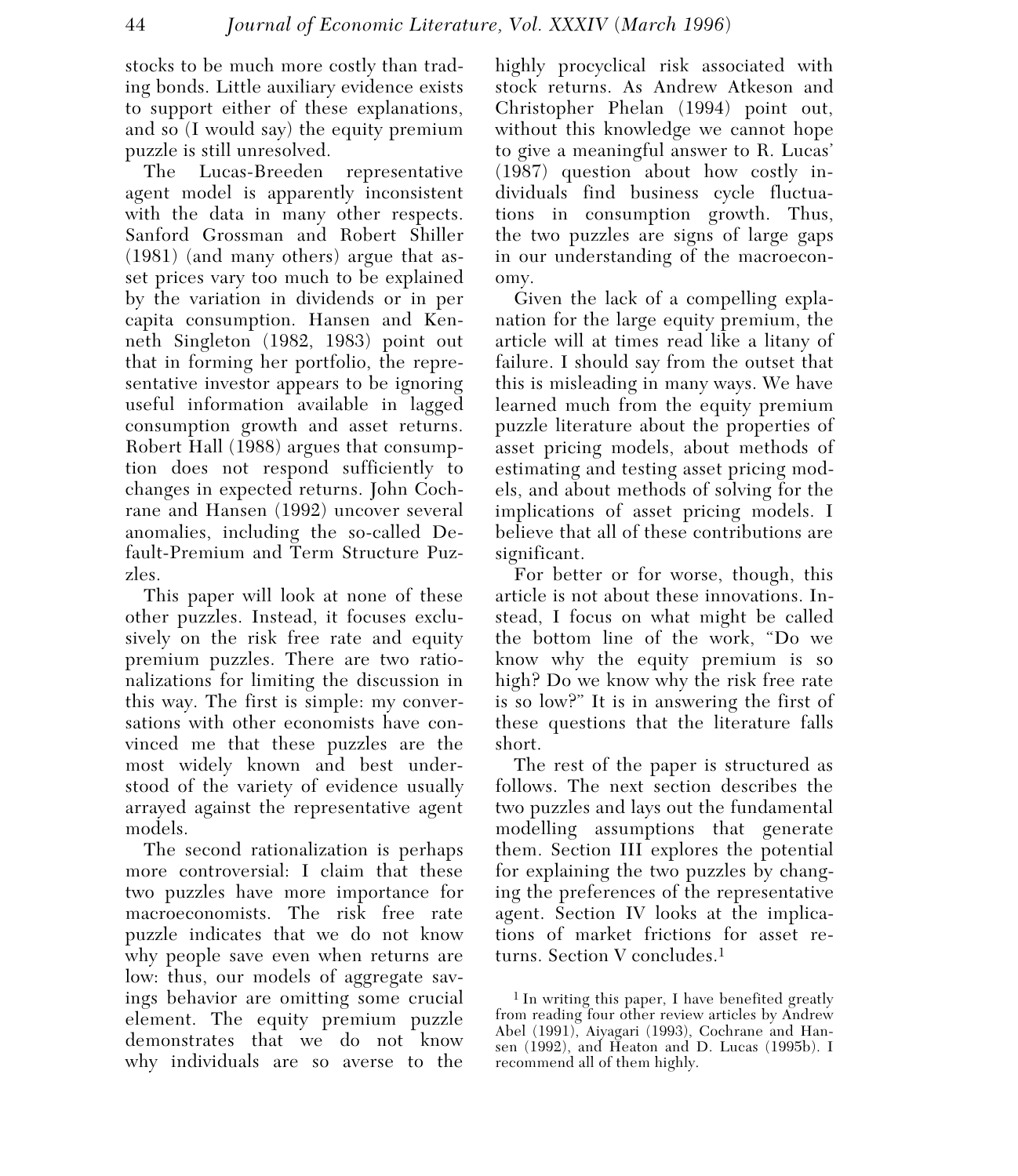stocks to be much more costly than trading bonds. Little auxiliary evidence exists to support either of these explanations, and so (I would say) the equity premium puzzle is still unresolved.

The Lucas-Breeden representative agent model is apparently inconsistent with the data in many other respects. Sanford Grossman and Robert Shiller (1981) (and many others) argue that asset prices vary too much to be explained by the variation in dividends or in per capita consumption. Hansen and Kenneth Singleton (1982, 1983) point out that in forming her portfolio, the representative investor appears to be ignoring useful information available in lagged consumption growth and asset returns. Robert Hall (1988) argues that consumption does not respond sufficiently to changes in expected returns. John Cochrane and Hansen (1992) uncover several anomalies, including the so-called Default-Premium and Term Structure Puzzles.

This paper will look at none of these other puzzles. Instead, it focuses exclusively on the risk free rate and equity premium puzzles. There are two rationalizations for limiting the discussion in this way. The first is simple: my conversations with other economists have convinced me that these puzzles are the most widely known and best understood of the variety of evidence usually arrayed against the representative agent models.

The second rationalization is perhaps more controversial: I claim that these two puzzles have more importance for macroeconomists. The risk free rate puzzle indicates that we do not know why people save even when returns are low: thus, our models of aggregate savings behavior are omitting some crucial element. The equity premium puzzle demonstrates that we do not know why individuals are so averse to the highly procyclical risk associated with stock returns. As Andrew Atkeson and Christopher Phelan (1994) point out, without this knowledge we cannot hope to give a meaningful answer to R. Lucas' (1987) question about how costly individuals find business cycle fluctuations in consumption growth. Thus, the two puzzles are signs of large gaps in our understanding of the macroeconomy.

Given the lack of a compelling explanation for the large equity premium, the article will at times read like a litany of failure. I should say from the outset that this is misleading in many ways. We have learned much from the equity premium puzzle literature about the properties of asset pricing models, about methods of estimating and testing asset pricing models, and about methods of solving for the implications of asset pricing models. I believe that all of these contributions are significant.

For better or for worse, though, this article is not about these innovations. Instead, I focus on what might be called the bottom line of the work, "Do we know why the equity premium is so high? Do we know why the risk free rate is so low?" It is in answering the first of these questions that the literature falls short.

The rest of the paper is structured as follows. The next section describes the two puzzles and lays out the fundamental modelling assumptions that generate them. Section III explores the potential for explaining the two puzzles by changing the preferences of the representative agent. Section IV looks at the implications of market frictions for asset returns. Section V concludes.[1]

[1] In writing this paper, I have benefited greatly from reading four other review articles by Andrew Abel (1991), Aiyagari (1993), Cochrane and Hansen (1992), and Heaton and D. Lucas (1995b). I recommend all of them highly.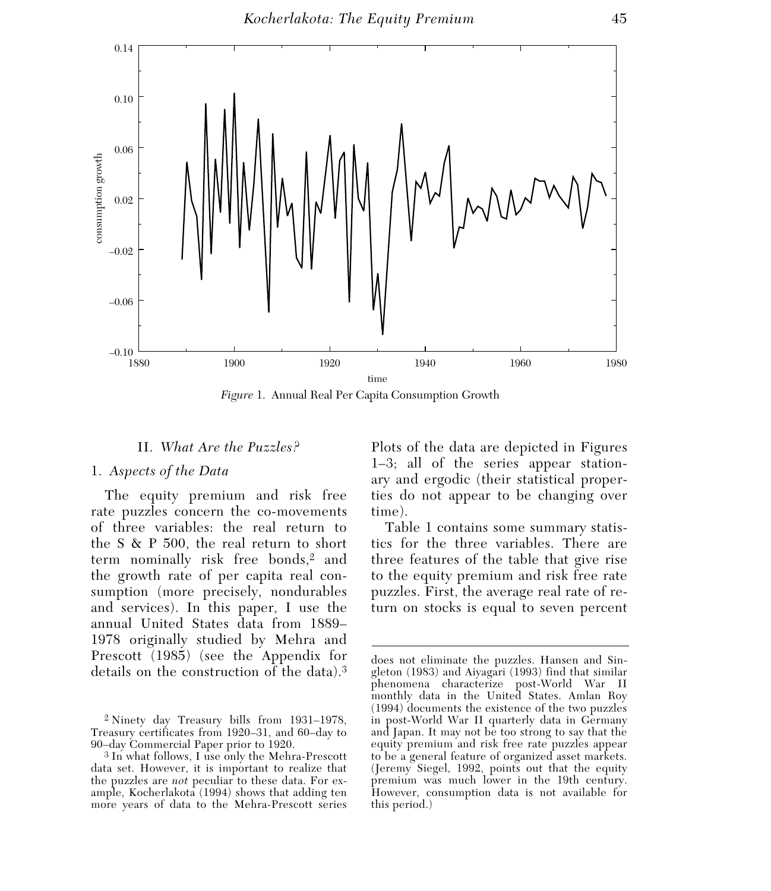*Figure* 1. Annual Real Per Capita Consumption Growth

## II. *What Are the Puzzles?*

### 1. *Aspects of the Data*

The equity premium and risk free rate puzzles concern the co-movements of three variables: the real return to the S & P 500, the real return to short term nominally risk free bonds,[2] and the growth rate of per capita real consumption (more precisely, nondurables and services). In this paper, I use the annual United States data from 1889–1978 originally studied by Mehra and Prescott (1985) (see the Appendix for details on the construction of the data).[3] Plots of the data are depicted in Figures 1–3; all of the series appear stationary and ergodic (their statistical properties do not appear to be changing over time).

Table 1 contains some summary statistics for the three variables. There are three features of the table that give rise to the equity premium and risk free rate puzzles. First, the average real rate of return on stocks is equal to seven percent

[2] Ninety day Treasury bills from 1931–1978, Treasury certificates from 1920–31, and 60–day to 90–day Commercial Paper prior to 1920.

[3] In what follows, I use only the Mehra-Prescott data set. However, it is important to realize that the puzzles are *not* peculiar to these data. For example, Kocherlakota (1994) shows that adding ten more years of data to the Mehra-Prescott series does not eliminate the puzzles. Hansen and Singleton (1983) and Aiyagari (1993) find that similar phenomena characterize post-World War II monthly data in the United States. Amlan Roy (1994) documents the existence of the two puzzles in post-World War II quarterly data in Germany and Japan. It may not be too strong to say that the equity premium and risk free rate puzzles appear to be a general feature of organized asset markets. (Jeremy Siegel, 1992, points out that the equity premium was much lower in the 19th century. However, consumption data is not available for this period.)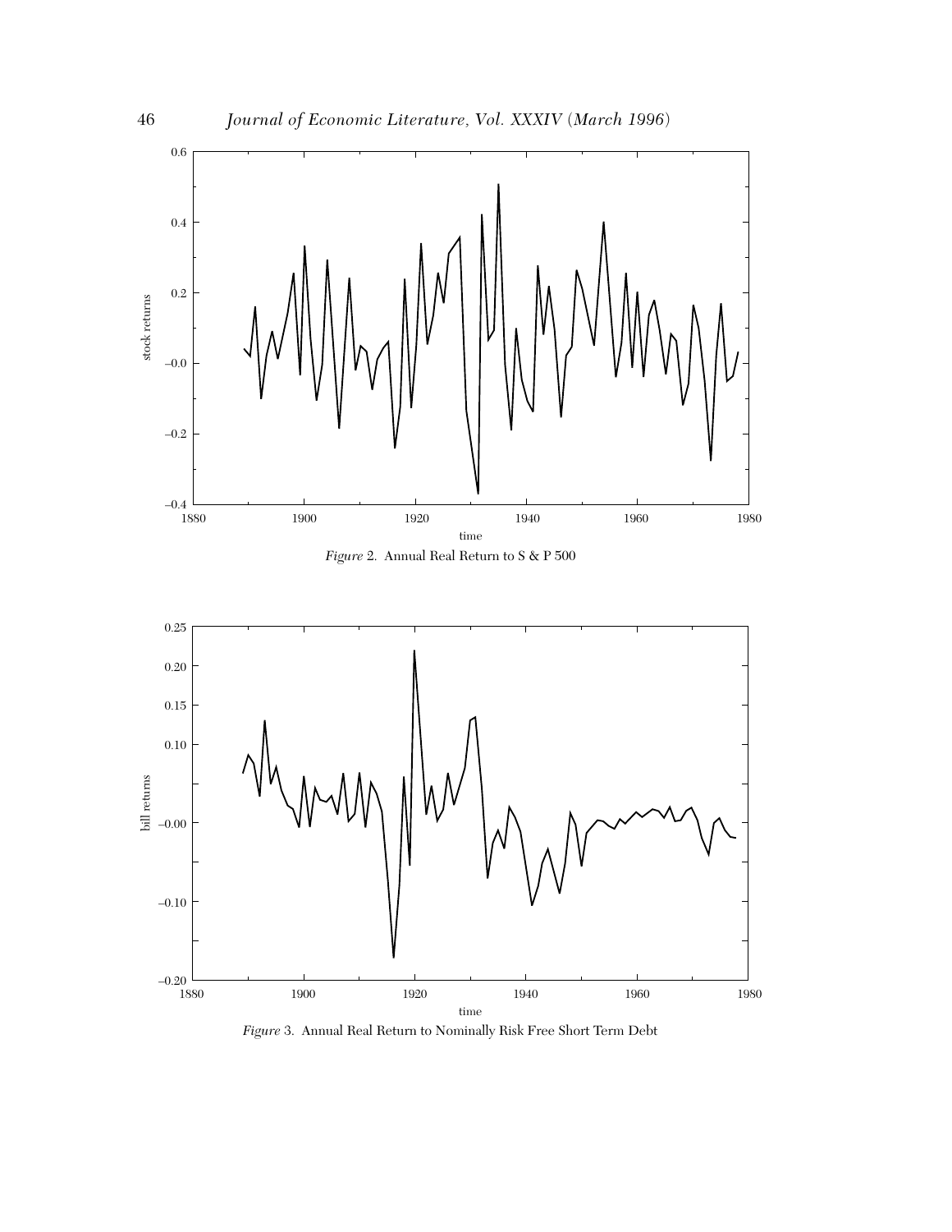*Figure* 2. Annual Real Return to S & P 500

*Figure* 3. Annual Real Return to Nominally Risk Free Short Term Debt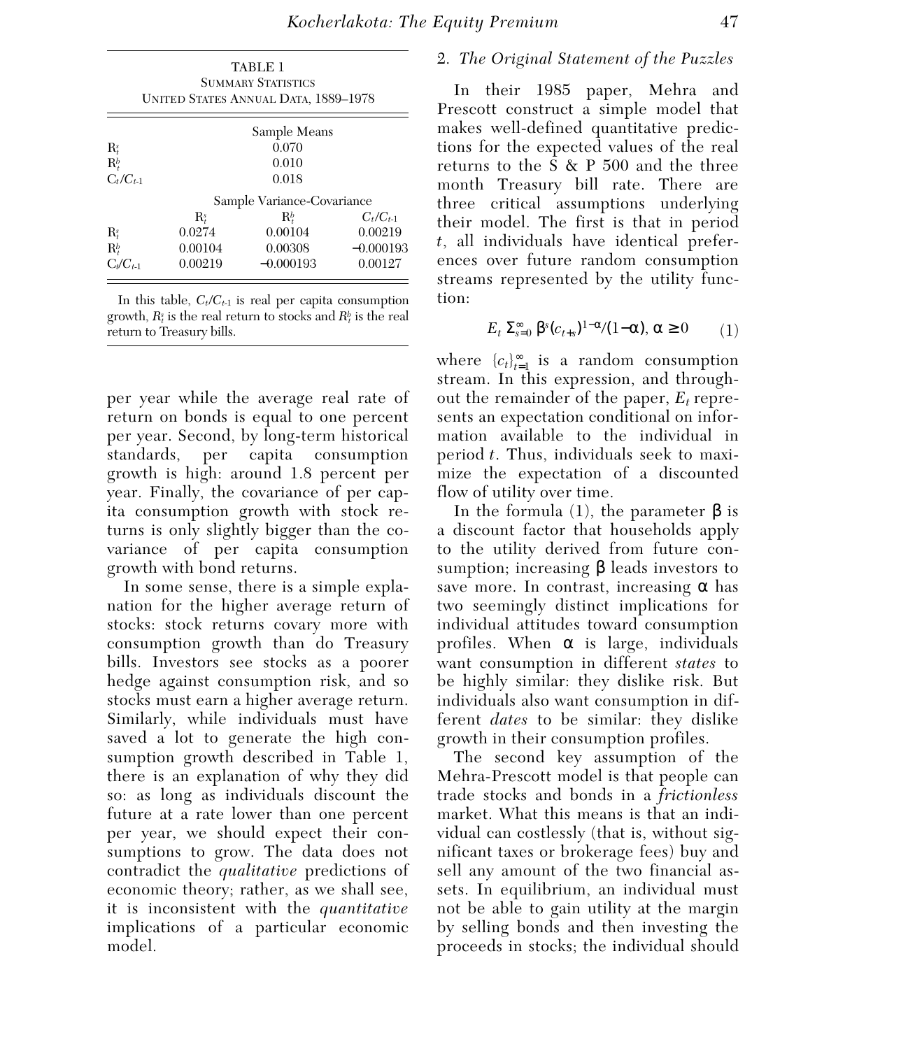TABLE 1
SUMMARY STATISTICS
UNITED STATES ANNUAL DATA, 1889–1978

| | Sample Means | | |
|---|---|---|---|
| $R^s_t$ | 0.070 | | |
| $R^b_t$ | 0.010 | | |
| $C_t/C_{t-1}$ | 0.018 | | |
| | Sample Variance-Covariance | | |
| | $R^s_t$ | $R^b_t$ | $C_t/C_{t-1}$ |
| $R^s_t$ | 0.0274 | 0.00104 | 0.00219 |
| $R^b_t$ | 0.00104 | 0.00308 | −0.000193 |
| $C_t/C_{t-1}$ | 0.00219 | −0.000193 | 0.00127 |

In this table, $C_t/C_{t-1}$ is real per capita consumption growth, $R^s_t$ is the real return to stocks and $R^b_t$ is the real return to Treasury bills.

per year while the average real rate of return on bonds is equal to one percent per year. Second, by long-term historical standards, per capita consumption growth is high: around 1.8 percent per year. Finally, the covariance of per capita consumption growth with stock returns is only slightly bigger than the covariance of per capita consumption growth with bond returns.

In some sense, there is a simple explanation for the higher average return of stocks: stock returns covary more with consumption growth than do Treasury bills. Investors see stocks as a poorer hedge against consumption risk, and so stocks must earn a higher average return. Similarly, while individuals must have saved a lot to generate the high consumption growth described in Table 1, there is an explanation of why they did so: as long as individuals discount the future at a rate lower than one percent per year, we should expect their consumptions to grow. The data does not contradict the *qualitative* predictions of economic theory; rather, as we shall see, it is inconsistent with the *quantitative* implications of a particular economic model.

## 2. *The Original Statement of the Puzzles*

In their 1985 paper, Mehra and Prescott construct a simple model that makes well-defined quantitative predictions for the expected values of the real returns to the S & P 500 and the three month Treasury bill rate. There are three critical assumptions underlying their model. The first is that in period $t$, all individuals have identical preferences over future random consumption streams represented by the utility function:

$$E_t \sum_{s=0}^{\infty} \beta^s (c_{t+s})^{1-\alpha}/(1-\alpha),\ \alpha \geq 0 \qquad (1)$$

where $\{c_t\}_{t=1}^{\infty}$ is a random consumption stream. In this expression, and throughout the remainder of the paper, $E_t$ represents an expectation conditional on information available to the individual in period $t$. Thus, individuals seek to maximize the expectation of a discounted flow of utility over time.

In the formula (1), the parameter $\beta$ is a discount factor that households apply to the utility derived from future consumption; increasing $\beta$ leads investors to save more. In contrast, increasing $\alpha$ has two seemingly distinct implications for individual attitudes toward consumption profiles. When $\alpha$ is large, individuals want consumption in different *states* to be highly similar: they dislike risk. But individuals also want consumption in different *dates* to be similar: they dislike growth in their consumption profiles.

The second key assumption of the Mehra-Prescott model is that people can trade stocks and bonds in a *frictionless* market. What this means is that an individual can costlessly (that is, without significant taxes or brokerage fees) buy and sell any amount of the two financial assets. In equilibrium, an individual must not be able to gain utility at the margin by selling bonds and then investing the proceeds in stocks; the individual should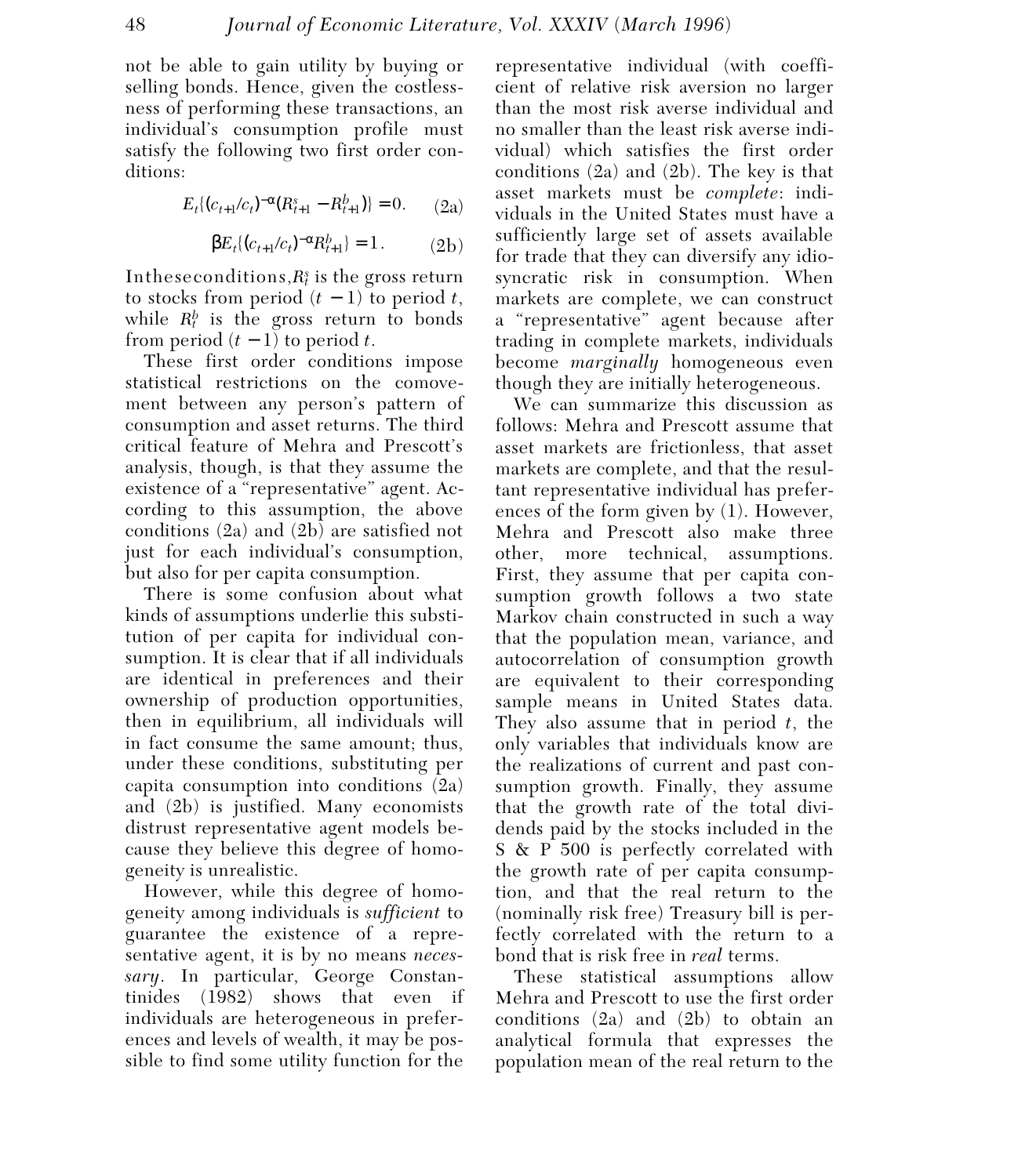not be able to gain utility by buying or selling bonds. Hence, given the costlessness of performing these transactions, an individual's consumption profile must satisfy the following two first order conditions:

$$E_t\{(c_{t+1}/c_t)^{-\alpha}(R^s_{t+1} - R^b_{t+1})\} = 0. \quad (2a)$$

$$\beta E_t\{(c_{t+1}/c_t)^{-\alpha} R^b_{t+1}\} = 1. \quad (2b)$$

In these conditions, $R^s_t$ is the gross return to stocks from period $(t-1)$ to period $t$, while $R^b_t$ is the gross return to bonds from period $(t-1)$ to period $t$.

These first order conditions impose statistical restrictions on the comovement between any person's pattern of consumption and asset returns. The third critical feature of Mehra and Prescott's analysis, though, is that they assume the existence of a "representative" agent. According to this assumption, the above conditions (2a) and (2b) are satisfied not just for each individual's consumption, but also for per capita consumption.

There is some confusion about what kinds of assumptions underlie this substitution of per capita for individual consumption. It is clear that if all individuals are identical in preferences and their ownership of production opportunities, then in equilibrium, all individuals will in fact consume the same amount; thus, under these conditions, substituting per capita consumption into conditions (2a) and (2b) is justified. Many economists distrust representative agent models because they believe this degree of homogeneity is unrealistic.

However, while this degree of homogeneity among individuals is *sufficient* to guarantee the existence of a representative agent, it is by no means *necessary*. In particular, George Constantinides (1982) shows that even if individuals are heterogeneous in preferences and levels of wealth, it may be possible to find some utility function for the representative individual (with coefficient of relative risk aversion no larger than the most risk averse individual and no smaller than the least risk averse individual) which satisfies the first order conditions (2a) and (2b). The key is that asset markets must be *complete*: individuals in the United States must have a sufficiently large set of assets available for trade that they can diversify any idiosyncratic risk in consumption. When markets are complete, we can construct a "representative" agent because after trading in complete markets, individuals become *marginally* homogeneous even though they are initially heterogeneous.

We can summarize this discussion as follows: Mehra and Prescott assume that asset markets are frictionless, that asset markets are complete, and that the resultant representative individual has preferences of the form given by (1). However, Mehra and Prescott also make three other, more technical, assumptions. First, they assume that per capita consumption growth follows a two state Markov chain constructed in such a way that the population mean, variance, and autocorrelation of consumption growth are equivalent to their corresponding sample means in United States data. They also assume that in period $t$, the only variables that individuals know are the realizations of current and past consumption growth. Finally, they assume that the growth rate of the total dividends paid by the stocks included in the S & P 500 is perfectly correlated with the growth rate of per capita consumption, and that the real return to the (nominally risk free) Treasury bill is perfectly correlated with the return to a bond that is risk free in *real* terms.

These statistical assumptions allow Mehra and Prescott to use the first order conditions (2a) and (2b) to obtain an analytical formula that expresses the population mean of the real return to the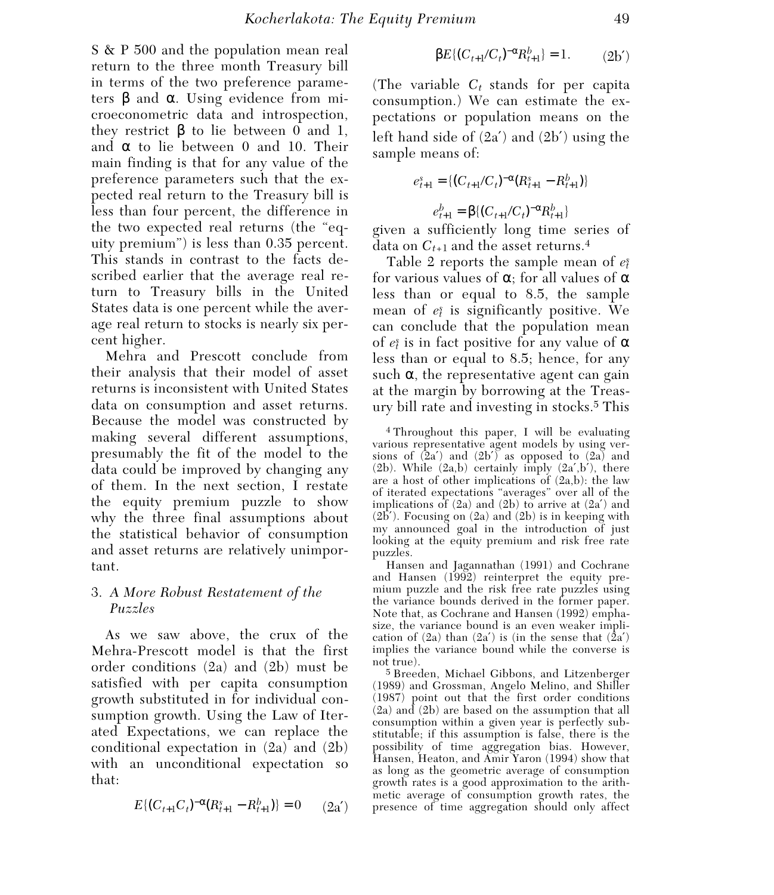S & P 500 and the population mean real return to the three month Treasury bill in terms of the two preference parameters $\beta$ and $\alpha$. Using evidence from microeconometric data and introspection, they restrict $\beta$ to lie between 0 and 1, and $\alpha$ to lie between 0 and 10. Their main finding is that for any value of the preference parameters such that the expected real return to the Treasury bill is less than four percent, the difference in the two expected real returns (the "equity premium") is less than 0.35 percent. This stands in contrast to the facts described earlier that the average real return to Treasury bills in the United States data is one percent while the average real return to stocks is nearly six percent higher.

Mehra and Prescott conclude from their analysis that their model of asset returns is inconsistent with United States data on consumption and asset returns. Because the model was constructed by making several different assumptions, presumably the fit of the model to the data could be improved by changing any of them. In the next section, I restate the equity premium puzzle to show why the three final assumptions about the statistical behavior of consumption and asset returns are relatively unimportant.

## 3. *A More Robust Restatement of the Puzzles*

As we saw above, the crux of the Mehra-Prescott model is that the first order conditions (2a) and (2b) must be satisfied with per capita consumption growth substituted in for individual consumption growth. Using the Law of Iterated Expectations, we can replace the conditional expectation in (2a) and (2b) with an unconditional expectation so that:

$$E\{(C_{t+1}C_t)^{-\alpha}(R^s_{t+1} - R^b_{t+1})\} = 0 \qquad (2a')$$

$$\beta E\{(C_{t+1}/C_t)^{-\alpha}R^b_{t+1}\} = 1. \qquad (2b')$$

(The variable $C_t$ stands for per capita consumption.) We can estimate the expectations or population means on the left hand side of (2a′) and (2b′) using the sample means of:

$$e^s_{t+1} = \{(C_{t+1}/C_t)^{-\alpha}(R^s_{t+1} - R^b_{t+1})\}$$

$$e^b_{t+1} = \beta\{(C_{t+1}/C_t)^{-\alpha}R^b_{t+1}\}$$

given a sufficiently long time series of data on $C_{t+1}$ and the asset returns.[4]

Table 2 reports the sample mean of $e^s_t$ for various values of $\alpha$; for all values of $\alpha$ less than or equal to 8.5, the sample mean of $e^s_t$ is significantly positive. We can conclude that the population mean of $e^s_t$ is in fact positive for any value of $\alpha$ less than or equal to 8.5; hence, for any such $\alpha$, the representative agent can gain at the margin by borrowing at the Treasury bill rate and investing in stocks.[5] This

[4] Throughout this paper, I will be evaluating various representative agent models by using versions of (2a′) and (2b′) as opposed to (2a) and (2b). While (2a,b) certainly imply (2a′,b′), there are a host of other implications of (2a,b): the law of iterated expectations "averages" over all of the implications of (2a) and (2b) to arrive at (2a′) and (2b′). Focusing on (2a) and (2b) is in keeping with my announced goal in the introduction of just looking at the equity premium and risk free rate puzzles.

Hansen and Jagannathan (1991) and Cochrane and Hansen (1992) reinterpret the equity premium puzzle and the risk free rate puzzles using the variance bounds derived in the former paper. Note that, as Cochrane and Hansen (1992) emphasize, the variance bound is an even weaker implication of (2a) than (2a′) is (in the sense that (2a′) implies the variance bound while the converse is not true).

[5] Breeden, Michael Gibbons, and Litzenberger (1989) and Grossman, Angelo Melino, and Shiller (1987) point out that the first order conditions (2a) and (2b) are based on the assumption that all consumption within a given year is perfectly substitutable; if this assumption is false, there is the possibility of time aggregation bias. However, Hansen, Heaton, and Amir Yaron (1994) show that as long as the geometric average of consumption growth rates is a good approximation to the arithmetic average of consumption growth rates, the presence of time aggregation should only affect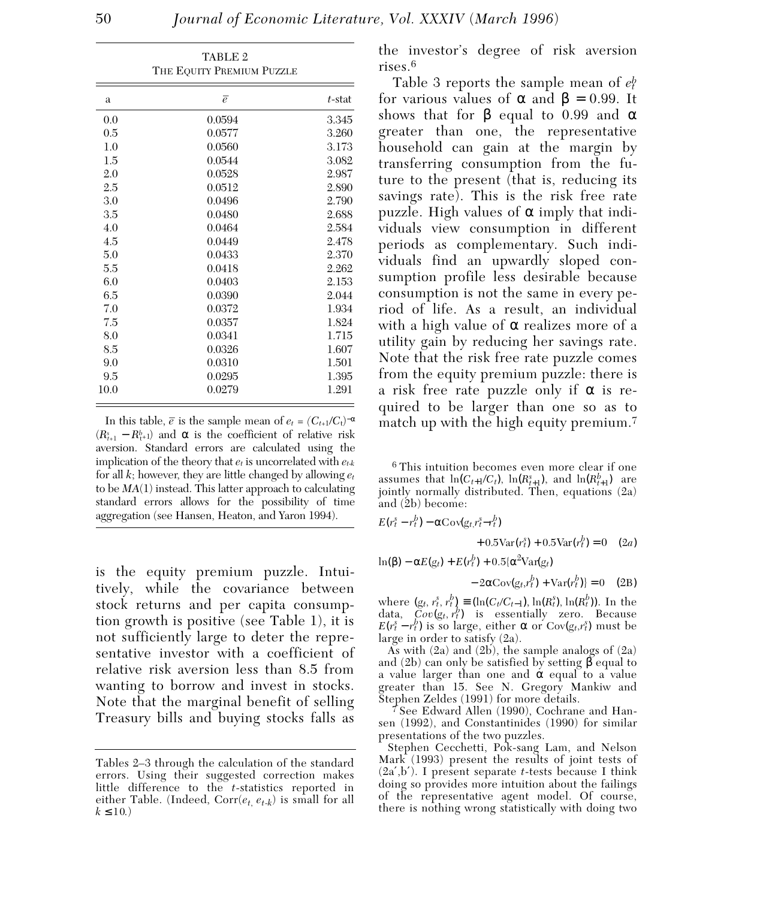TABLE 2
THE EQUITY PREMIUM PUZZLE

| a | $\bar{e}$ | *t*-stat |
|---|---|---|
| 0.0 | 0.0594 | 3.345 |
| 0.5 | 0.0577 | 3.260 |
| 1.0 | 0.0560 | 3.173 |
| 1.5 | 0.0544 | 3.082 |
| 2.0 | 0.0528 | 2.987 |
| 2.5 | 0.0512 | 2.890 |
| 3.0 | 0.0496 | 2.790 |
| 3.5 | 0.0480 | 2.688 |
| 4.0 | 0.0464 | 2.584 |
| 4.5 | 0.0449 | 2.478 |
| 5.0 | 0.0433 | 2.370 |
| 5.5 | 0.0418 | 2.262 |
| 6.0 | 0.0403 | 2.153 |
| 6.5 | 0.0390 | 2.044 |
| 7.0 | 0.0372 | 1.934 |
| 7.5 | 0.0357 | 1.824 |
| 8.0 | 0.0341 | 1.715 |
| 8.5 | 0.0326 | 1.607 |
| 9.0 | 0.0310 | 1.501 |
| 9.5 | 0.0295 | 1.395 |
| 10.0 | 0.0279 | 1.291 |

In this table, $\bar{e}$ is the sample mean of $e_t = (C_{t+1}/C_t)^{-\alpha}(R^s_{t+1} - R^b_{t+1})$ and $\alpha$ is the coefficient of relative risk aversion. Standard errors are calculated using the implication of the theory that $e_t$ is uncorrelated with $e_{t-k}$ for all $k$; however, they are little changed by allowing $e_t$ to be $MA(1)$ instead. This latter approach to calculating standard errors allows for the possibility of time aggregation (see Hansen, Heaton, and Yaron 1994).

is the equity premium puzzle. Intuitively, while the covariance between stock returns and per capita consumption growth is positive (see Table 1), it is not sufficiently large to deter the representative investor with a coefficient of relative risk aversion less than 8.5 from wanting to borrow and invest in stocks. Note that the marginal benefit of selling Treasury bills and buying stocks falls as the investor's degree of risk aversion rises.[6]

Table 3 reports the sample mean of $e^b_t$ for various values of $\alpha$ and $\beta = 0.99$. It shows that for $\beta$ equal to 0.99 and $\alpha$ greater than one, the representative household can gain at the margin by transferring consumption from the future to the present (that is, reducing its savings rate). This is the risk free rate puzzle. High values of $\alpha$ imply that individuals view consumption in different periods as complementary. Such individuals find an upwardly sloped consumption profile less desirable because consumption is not the same in every period of life. As a result, an individual with a high value of $\alpha$ realizes more of a utility gain by reducing her savings rate. Note that the risk free rate puzzle comes from the equity premium puzzle: there is a risk free rate puzzle only if $\alpha$ is required to be larger than one so as to match up with the high equity premium.[7]

---

Tables 2–3 through the calculation of the standard errors. Using their suggested correction makes little difference to the *t*-statistics reported in either Table. (Indeed, $\text{Corr}(e_t, e_{t-k})$ is small for all $k \leq 10$.)

[6] This intuition becomes even more clear if one assumes that $\ln(C_{t+1}/C_t)$, $\ln(R^s_{t+1})$, and $\ln(R^b_{t+1})$ are jointly normally distributed. Then, equations (2a) and (2b) become:

$$E(r^s_t - r^b_t) - \alpha \text{Cov}(g_t, r^s_t - r^b_t) + 0.5\text{Var}(r^s_t) + 0.5\text{Var}(r^b_t) = 0 \quad (2a)$$

$$\ln(\beta) - \alpha E(g_t) + E(r^b_t) + 0.5\{\alpha^2 \text{Var}(g_t) - 2\alpha \text{Cov}(g_t, r^b_t) + \text{Var}(r^b_t)\} = 0 \quad (2\text{B})$$

where $(g_t, r^s_t, r^b_t) \equiv (\ln(C_t/C_{t-1}), \ln(R^s_t), \ln(R^b_t))$. In the data, $Cov(g_t, r^b_t)$ is essentially zero. Because $E(r^s_t - r^b_t)$ is so large, either $\alpha$ or $\text{Cov}(g_t, r^s_t)$ must be large in order to satisfy (2a).

As with (2a) and (2b), the sample analogs of (2a) and (2b) can only be satisfied by setting $\beta$ equal to a value larger than one and $\alpha$ equal to a value greater than 15. See N. Gregory Mankiw and Stephen Zeldes (1991) for more details.

[7] See Edward Allen (1990), Cochrane and Hansen (1992), and Constantinides (1990) for similar presentations of the two puzzles.

Stephen Cecchetti, Pok-sang Lam, and Nelson Mark (1993) present the results of joint tests of (2a′,b′). I present separate *t*-tests because I think doing so provides more intuition about the failings of the representative agent model. Of course, there is nothing wrong statistically with doing two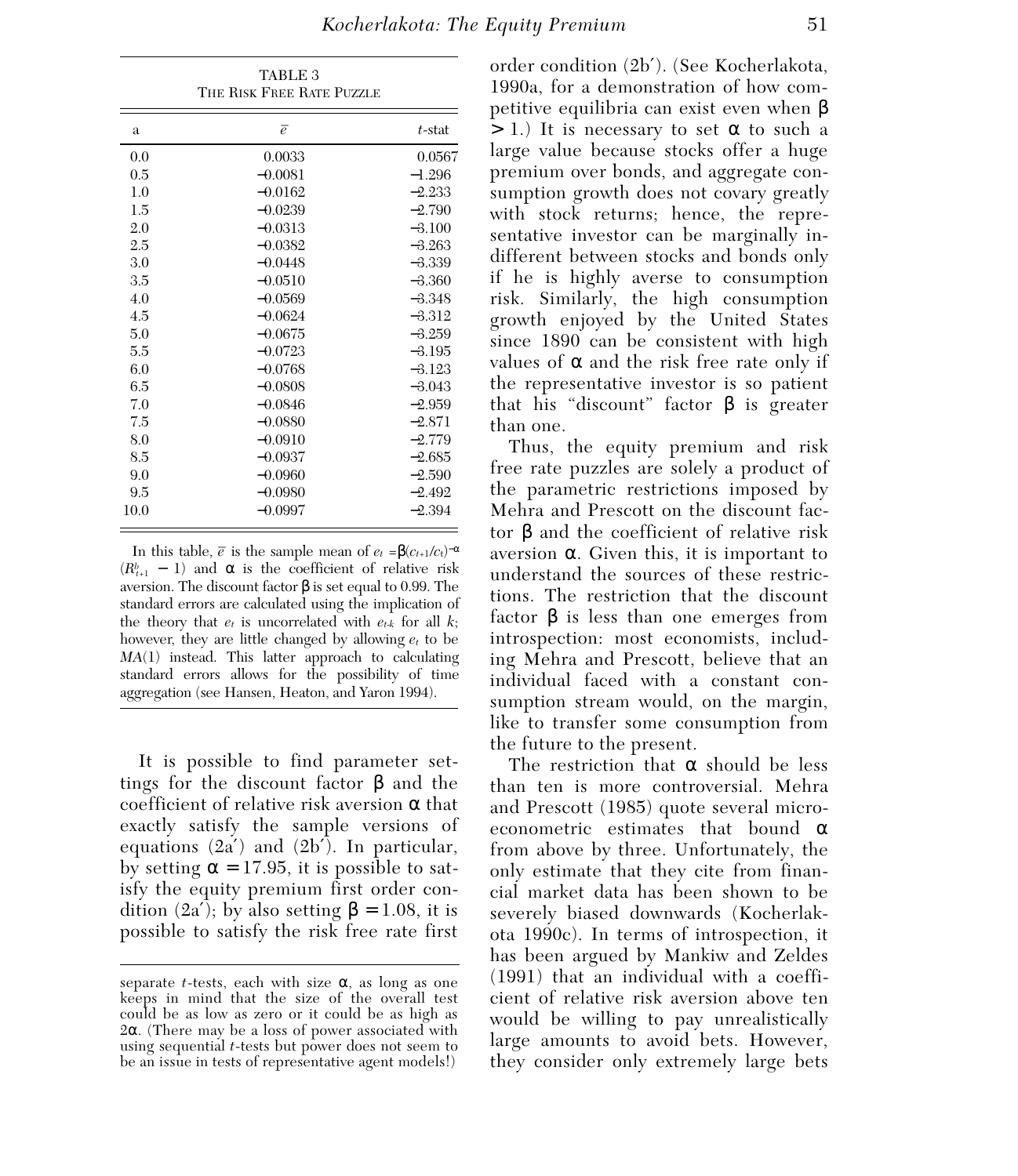TABLE 3
THE RISK FREE RATE PUZZLE

| a | $\bar{e}$ | $t$-stat |
|---|---|---|
| 0.0 | 0.0033 | 0.0567 |
| 0.5 | −0.0081 | −1.296 |
| 1.0 | −0.0162 | −2.233 |
| 1.5 | −0.0239 | −2.790 |
| 2.0 | −0.0313 | −3.100 |
| 2.5 | −0.0382 | −3.263 |
| 3.0 | −0.0448 | −3.339 |
| 3.5 | −0.0510 | −3.360 |
| 4.0 | −0.0569 | −3.348 |
| 4.5 | −0.0624 | −3.312 |
| 5.0 | −0.0675 | −3.259 |
| 5.5 | −0.0723 | −3.195 |
| 6.0 | −0.0768 | −3.123 |
| 6.5 | −0.0808 | −3.043 |
| 7.0 | −0.0846 | −2.959 |
| 7.5 | −0.0880 | −2.871 |
| 8.0 | −0.0910 | −2.779 |
| 8.5 | −0.0937 | −2.685 |
| 9.0 | −0.0960 | −2.590 |
| 9.5 | −0.0980 | −2.492 |
| 10.0 | −0.0997 | −2.394 |

In this table, $\bar{e}$ is the sample mean of $e_t = \beta(c_{t+1}/c_t)^{-\alpha}(R^b_{t+1} - 1)$ and $\alpha$ is the coefficient of relative risk aversion. The discount factor $\beta$ is set equal to 0.99. The standard errors are calculated using the implication of the theory that $e_t$ is uncorrelated with $e_{t-k}$ for all $k$; however, they are little changed by allowing $e_t$ to be $MA(1)$ instead. This latter approach to calculating standard errors allows for the possibility of time aggregation (see Hansen, Heaton, and Yaron 1994).

It is possible to find parameter settings for the discount factor $\beta$ and the coefficient of relative risk aversion $\alpha$ that exactly satisfy the sample versions of equations (2a′) and (2b′). In particular, by setting $\alpha = 17.95$, it is possible to satisfy the equity premium first order condition (2a′); by also setting $\beta = 1.08$, it is possible to satisfy the risk free rate first order condition (2b′). (See Kocherlakota, 1990a, for a demonstration of how competitive equilibria can exist even when $\beta > 1$.) It is necessary to set $\alpha$ to such a large value because stocks offer a huge premium over bonds, and aggregate consumption growth does not covary greatly with stock returns; hence, the representative investor can be marginally indifferent between stocks and bonds only if he is highly averse to consumption risk. Similarly, the high consumption growth enjoyed by the United States since 1890 can be consistent with high values of $\alpha$ and the risk free rate only if the representative investor is so patient that his "discount" factor $\beta$ is greater than one.

Thus, the equity premium and risk free rate puzzles are solely a product of the parametric restrictions imposed by Mehra and Prescott on the discount factor $\beta$ and the coefficient of relative risk aversion $\alpha$. Given this, it is important to understand the sources of these restrictions. The restriction that the discount factor $\beta$ is less than one emerges from introspection: most economists, including Mehra and Prescott, believe that an individual faced with a constant consumption stream would, on the margin, like to transfer some consumption from the future to the present.

The restriction that $\alpha$ should be less than ten is more controversial. Mehra and Prescott (1985) quote several microeconometric estimates that bound $\alpha$ from above by three. Unfortunately, the only estimate that they cite from financial market data has been shown to be severely biased downwards (Kocherlakota 1990c). In terms of introspection, it has been argued by Mankiw and Zeldes (1991) that an individual with a coefficient of relative risk aversion above ten would be willing to pay unrealistically large amounts to avoid bets. However, they consider only extremely large bets

separate $t$-tests, each with size $\alpha$, as long as one keeps in mind that the size of the overall test could be as low as zero or it could be as high as $2\alpha$. (There may be a loss of power associated with using sequential $t$-tests but power does not seem to be an issue in tests of representative agent models!)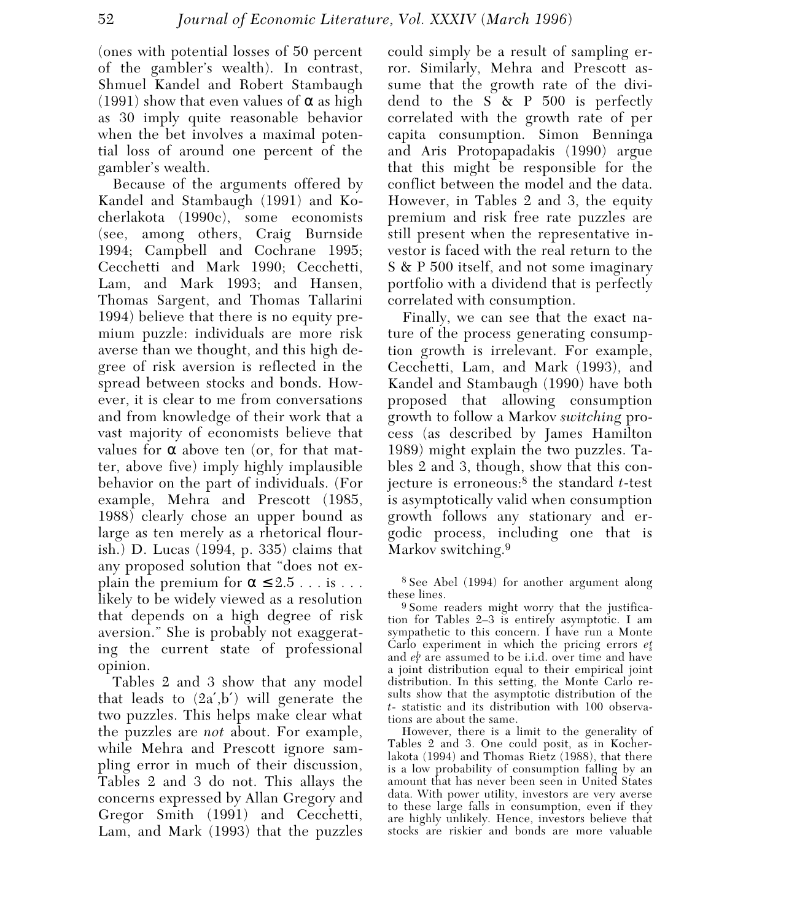(ones with potential losses of 50 percent of the gambler's wealth). In contrast, Shmuel Kandel and Robert Stambaugh (1991) show that even values of $\alpha$ as high as 30 imply quite reasonable behavior when the bet involves a maximal potential loss of around one percent of the gambler's wealth.

Because of the arguments offered by Kandel and Stambaugh (1991) and Kocherlakota (1990c), some economists (see, among others, Craig Burnside 1994; Campbell and Cochrane 1995; Cecchetti and Mark 1990; Cecchetti, Lam, and Mark 1993; and Hansen, Thomas Sargent, and Thomas Tallarini 1994) believe that there is no equity premium puzzle: individuals are more risk averse than we thought, and this high degree of risk aversion is reflected in the spread between stocks and bonds. However, it is clear to me from conversations and from knowledge of their work that a vast majority of economists believe that values for $\alpha$ above ten (or, for that matter, above five) imply highly implausible behavior on the part of individuals. (For example, Mehra and Prescott (1985, 1988) clearly chose an upper bound as large as ten merely as a rhetorical flourish.) D. Lucas (1994, p. 335) claims that any proposed solution that "does not explain the premium for $\alpha \leq 2.5$ . . . is . . . likely to be widely viewed as a resolution that depends on a high degree of risk aversion." She is probably not exaggerating the current state of professional opinion.

Tables 2 and 3 show that any model that leads to (2a′,b′) will generate the two puzzles. This helps make clear what the puzzles are *not* about. For example, while Mehra and Prescott ignore sampling error in much of their discussion, Tables 2 and 3 do not. This allays the concerns expressed by Allan Gregory and Gregor Smith (1991) and Cecchetti, Lam, and Mark (1993) that the puzzles could simply be a result of sampling error. Similarly, Mehra and Prescott assume that the growth rate of the dividend to the S & P 500 is perfectly correlated with the growth rate of per capita consumption. Simon Benninga and Aris Protopapadakis (1990) argue that this might be responsible for the conflict between the model and the data. However, in Tables 2 and 3, the equity premium and risk free rate puzzles are still present when the representative investor is faced with the real return to the S & P 500 itself, and not some imaginary portfolio with a dividend that is perfectly correlated with consumption.

Finally, we can see that the exact nature of the process generating consumption growth is irrelevant. For example, Cecchetti, Lam, and Mark (1993), and Kandel and Stambaugh (1990) have both proposed that allowing consumption growth to follow a Markov *switching* process (as described by James Hamilton 1989) might explain the two puzzles. Tables 2 and 3, though, show that this conjecture is erroneous:[8] the standard $t$-test is asymptotically valid when consumption growth follows any stationary and ergodic process, including one that is Markov switching.[9]

[8] See Abel (1994) for another argument along these lines.

[9] Some readers might worry that the justification for Tables 2–3 is entirely asymptotic. I am sympathetic to this concern. I have run a Monte Carlo experiment in which the pricing errors $e_t^s$ and $e_t^b$ are assumed to be i.i.d. over time and have a joint distribution equal to their empirical joint distribution. In this setting, the Monte Carlo results show that the asymptotic distribution of the $t$- statistic and its distribution with 100 observations are about the same.

However, there is a limit to the generality of Tables 2 and 3. One could posit, as in Kocherlakota (1994) and Thomas Rietz (1988), that there is a low probability of consumption falling by an amount that has never been seen in United States data. With power utility, investors are very averse to these large falls in consumption, even if they are highly unlikely. Hence, investors believe that stocks are riskier and bonds are more valuable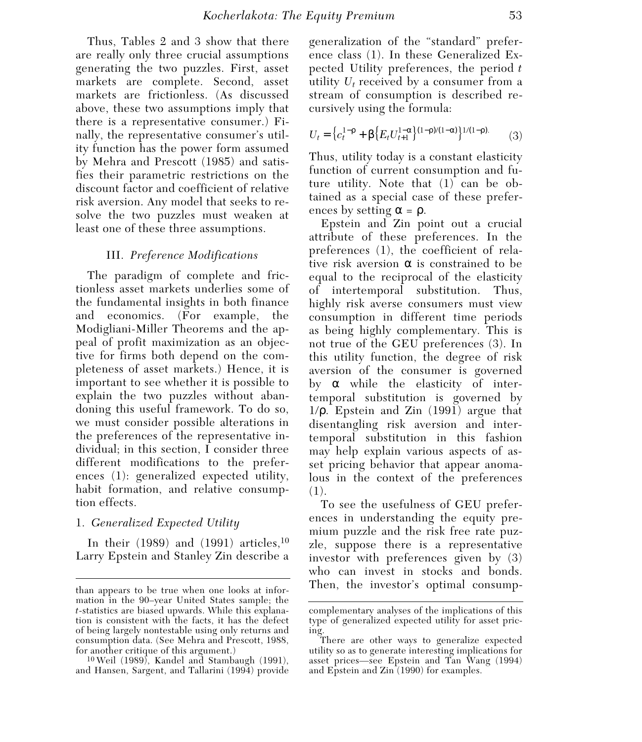Thus, Tables 2 and 3 show that there are really only three crucial assumptions generating the two puzzles. First, asset markets are complete. Second, asset markets are frictionless. (As discussed above, these two assumptions imply that there is a representative consumer.) Finally, the representative consumer's utility function has the power form assumed by Mehra and Prescott (1985) and satisfies their parametric restrictions on the discount factor and coefficient of relative risk aversion. Any model that seeks to resolve the two puzzles must weaken at least one of these three assumptions.

### III. *Preference Modifications*

The paradigm of complete and frictionless asset markets underlies some of the fundamental insights in both finance and economics. (For example, the Modigliani-Miller Theorems and the appeal of profit maximization as an objective for firms both depend on the completeness of asset markets.) Hence, it is important to see whether it is possible to explain the two puzzles without abandoning this useful framework. To do so, we must consider possible alterations in the preferences of the representative individual; in this section, I consider three different modifications to the preferences (1): generalized expected utility, habit formation, and relative consumption effects.

#### 1. *Generalized Expected Utility*

In their (1989) and (1991) articles,[10] Larry Epstein and Stanley Zin describe a generalization of the "standard" preference class (1). In these Generalized Expected Utility preferences, the period $t$ utility $U_t$ received by a consumer from a stream of consumption is described recursively using the formula:

$$U_t = \left\{ c_t^{1-\rho} + \beta \left\{ E_t U_{t+1}^{1-\alpha} \right\}^{(1-\rho)/(1-\alpha)} \right\}^{1/(1-\rho)}. \tag{3}$$

Thus, utility today is a constant elasticity function of current consumption and future utility. Note that (1) can be obtained as a special case of these preferences by setting $\alpha = \rho$.

Epstein and Zin point out a crucial attribute of these preferences. In the preferences (1), the coefficient of relative risk aversion $\alpha$ is constrained to be equal to the reciprocal of the elasticity of intertemporal substitution. Thus, highly risk averse consumers must view consumption in different time periods as being highly complementary. This is not true of the GEU preferences (3). In this utility function, the degree of risk aversion of the consumer is governed by $\alpha$ while the elasticity of intertemporal substitution is governed by $1/\rho$. Epstein and Zin (1991) argue that disentangling risk aversion and intertemporal substitution in this fashion may help explain various aspects of asset pricing behavior that appear anomalous in the context of the preferences (1).

To see the usefulness of GEU preferences in understanding the equity premium puzzle and the risk free rate puzzle, suppose there is a representative investor with preferences given by (3) who can invest in stocks and bonds. Then, the investor's optimal consump-

---

than appears to be true when one looks at information in the 90–year United States sample; the $t$-statistics are biased upwards. While this explanation is consistent with the facts, it has the defect of being largely nontestable using only returns and consumption data. (See Mehra and Prescott, 1988, for another critique of this argument.)

[10] Weil (1989), Kandel and Stambaugh (1991), and Hansen, Sargent, and Tallarini (1994) provide complementary analyses of the implications of this type of generalized expected utility for asset pricing.

There are other ways to generalize expected utility so as to generate interesting implications for asset prices—see Epstein and Tan Wang (1994) and Epstein and Zin (1990) for examples.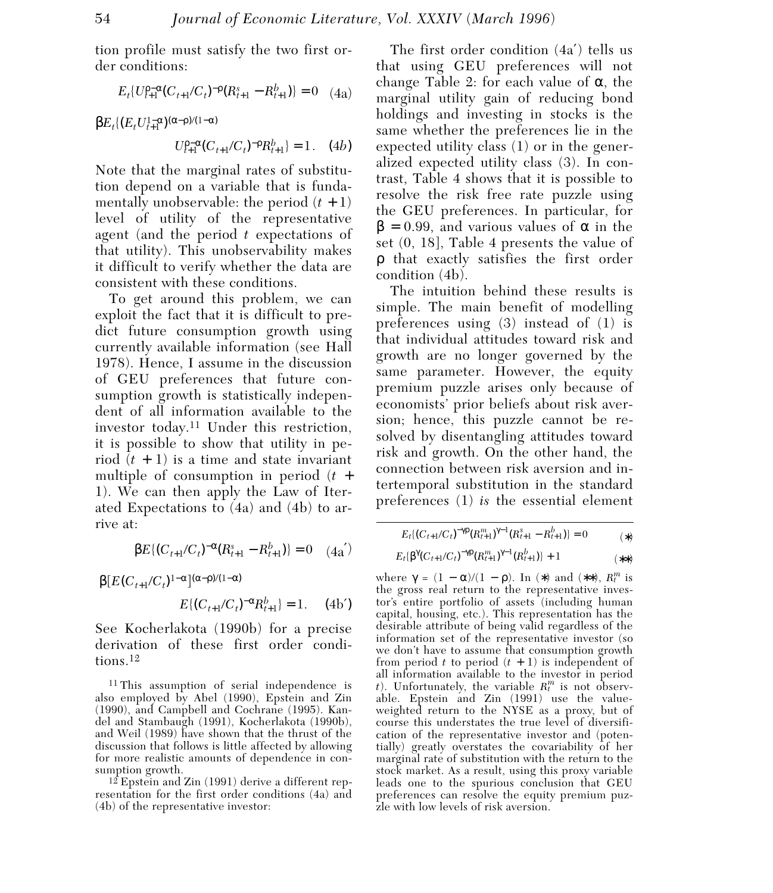tion profile must satisfy the two first order conditions:

$$E_t\{U_{t+1}^{\rho-\alpha}(C_{t+1}/C_t)^{-\rho}(R_{t+1}^s - R_{t+1}^b)\} = 0 \quad (4a)$$

$$\beta E_t\{(E_t U_{t+1}^{1-\alpha})^{(\alpha-\rho)/(1-\alpha)} U_{t+1}^{\rho-\alpha}(C_{t+1}/C_t)^{-\rho}R_{t+1}^b\} = 1. \quad (4b)$$

Note that the marginal rates of substitution depend on a variable that is fundamentally unobservable: the period $(t+1)$ level of utility of the representative agent (and the period $t$ expectations of that utility). This unobservability makes it difficult to verify whether the data are consistent with these conditions.

To get around this problem, we can exploit the fact that it is difficult to predict future consumption growth using currently available information (see Hall 1978). Hence, I assume in the discussion of GEU preferences that future consumption growth is statistically independent of all information available to the investor today.[11] Under this restriction, it is possible to show that utility in period $(t+1)$ is a time and state invariant multiple of consumption in period $(t+1)$. We can then apply the Law of Iterated Expectations to (4a) and (4b) to arrive at:

$$\beta E\{(C_{t+1}/C_t)^{-\alpha}(R_{t+1}^s - R_{t+1}^b)\} = 0 \quad (4a')$$

$$\beta[E(C_{t+1}/C_t)^{1-\alpha}]^{(\alpha-\rho)/(1-\alpha)} E\{(C_{t+1}/C_t)^{-\alpha}R_{t+1}^b\} = 1. \quad (4b')$$

See Kocherlakota (1990b) for a precise derivation of these first order conditions.[12]

The first order condition (4a′) tells us that using GEU preferences will not change Table 2: for each value of $\alpha$, the marginal utility gain of reducing bond holdings and investing in stocks is the same whether the preferences lie in the expected utility class (1) or in the generalized expected utility class (3). In contrast, Table 4 shows that it is possible to resolve the risk free rate puzzle using the GEU preferences. In particular, for $\beta = 0.99$, and various values of $\alpha$ in the set (0, 18], Table 4 presents the value of $\rho$ that exactly satisfies the first order condition (4b).

The intuition behind these results is simple. The main benefit of modelling preferences using (3) instead of (1) is that individual attitudes toward risk and growth are no longer governed by the same parameter. However, the equity premium puzzle arises only because of economists' prior beliefs about risk aversion; hence, this puzzle cannot be resolved by disentangling attitudes toward risk and growth. On the other hand, the connection between risk aversion and intertemporal substitution in the standard preferences (1) *is* the essential element

---

[11] This assumption of serial independence is also employed by Abel (1990), Epstein and Zin (1990), and Campbell and Cochrane (1995). Kandel and Stambaugh (1991), Kocherlakota (1990b), and Weil (1989) have shown that the thrust of the discussion that follows is little affected by allowing for more realistic amounts of dependence in consumption growth.

[12] Epstein and Zin (1991) derive a different representation for the first order conditions (4a) and (4b) of the representative investor:

$$E_t\{(C_{t+1}/C_t)^{-\gamma\rho}(R_{t+1}^m)^{\gamma-1}(R_{t+1}^s - R_{t+1}^b)\} = 0 \quad (*)$$

$$E_t\{\beta^\gamma(C_{t+1}/C_t)^{-\gamma\rho}(R_{t+1}^m)^{\gamma-1}(R_{t+1}^b)\} + 1 \quad (**)$$

where $\gamma = (1-\alpha)/(1-\rho)$. In (*) and (**), $R_t^m$ is the gross real return to the representative investor's entire portfolio of assets (including human capital, housing, etc.). This representation has the desirable attribute of being valid regardless of the information set of the representative investor (so we don't have to assume that consumption growth from period $t$ to period $(t+1)$ is independent of all information available to the investor in period $t$). Unfortunately, the variable $R_t^m$ is not observable. Epstein and Zin (1991) use the value-weighted return to the NYSE as a proxy, but of course this understates the true level of diversification of the representative investor and (potentially) greatly overstates the covariability of her marginal rate of substitution with the return to the stock market. As a result, using this proxy variable leads one to the spurious conclusion that GEU preferences can resolve the equity premium puzzle with low levels of risk aversion.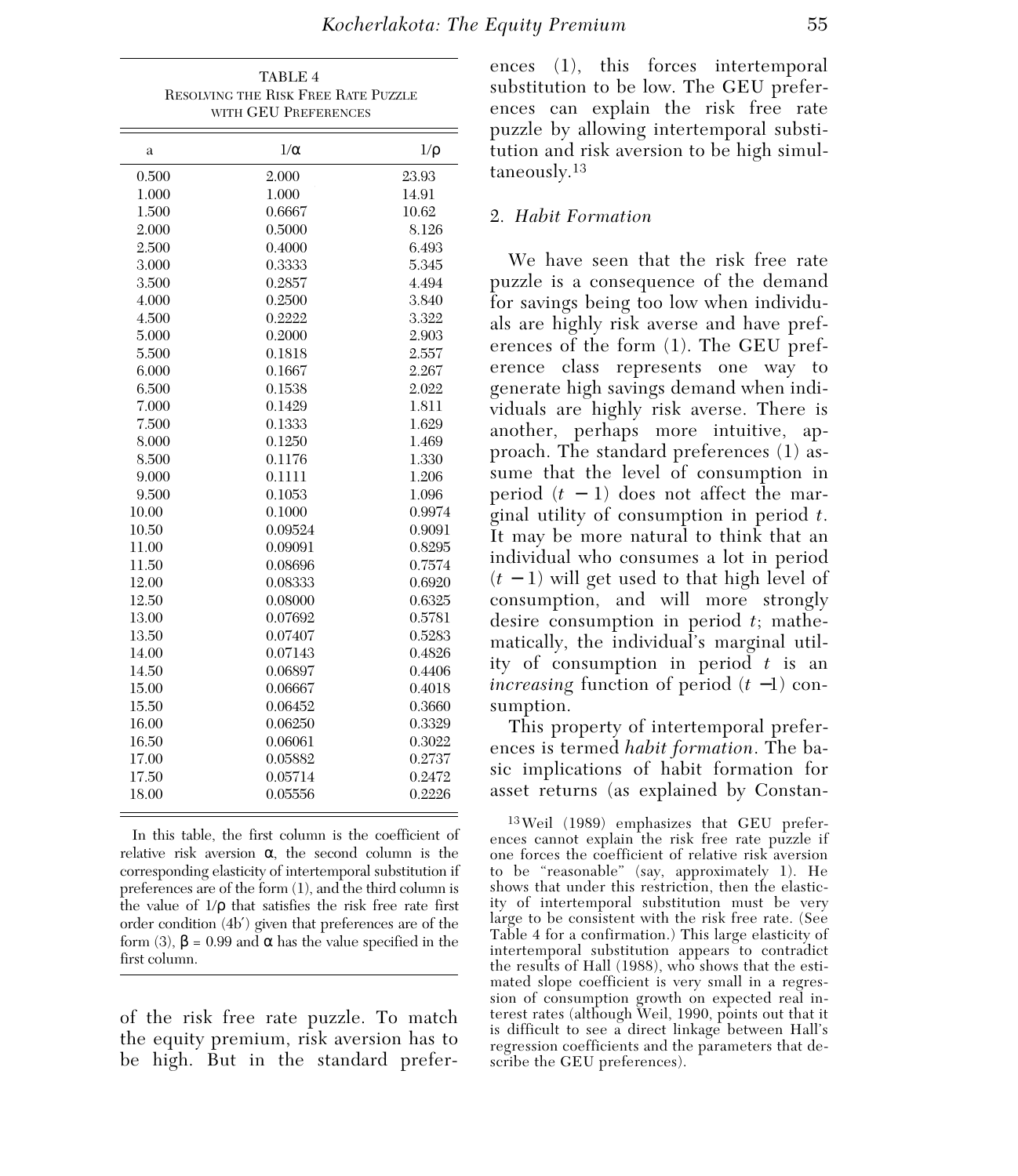TABLE 4
RESOLVING THE RISK FREE RATE PUZZLE WITH GEU PREFERENCES

| α | $1/\alpha$ | $1/\rho$ |
|---|---|---|
| 0.500 | 2.000 | 23.93 |
| 1.000 | 1.000 | 14.91 |
| 1.500 | 0.6667 | 10.62 |
| 2.000 | 0.5000 | 8.126 |
| 2.500 | 0.4000 | 6.493 |
| 3.000 | 0.3333 | 5.345 |
| 3.500 | 0.2857 | 4.494 |
| 4.000 | 0.2500 | 3.840 |
| 4.500 | 0.2222 | 3.322 |
| 5.000 | 0.2000 | 2.903 |
| 5.500 | 0.1818 | 2.557 |
| 6.000 | 0.1667 | 2.267 |
| 6.500 | 0.1538 | 2.022 |
| 7.000 | 0.1429 | 1.811 |
| 7.500 | 0.1333 | 1.629 |
| 8.000 | 0.1250 | 1.469 |
| 8.500 | 0.1176 | 1.330 |
| 9.000 | 0.1111 | 1.206 |
| 9.500 | 0.1053 | 1.096 |
| 10.00 | 0.1000 | 0.9974 |
| 10.50 | 0.09524 | 0.9091 |
| 11.00 | 0.09091 | 0.8295 |
| 11.50 | 0.08696 | 0.7574 |
| 12.00 | 0.08333 | 0.6920 |
| 12.50 | 0.08000 | 0.6325 |
| 13.00 | 0.07692 | 0.5781 |
| 13.50 | 0.07407 | 0.5283 |
| 14.00 | 0.07143 | 0.4826 |
| 14.50 | 0.06897 | 0.4406 |
| 15.00 | 0.06667 | 0.4018 |
| 15.50 | 0.06452 | 0.3660 |
| 16.00 | 0.06250 | 0.3329 |
| 16.50 | 0.06061 | 0.3022 |
| 17.00 | 0.05882 | 0.2737 |
| 17.50 | 0.05714 | 0.2472 |
| 18.00 | 0.05556 | 0.2226 |

In this table, the first column is the coefficient of relative risk aversion $\alpha$, the second column is the corresponding elasticity of intertemporal substitution if preferences are of the form (1), and the third column is the value of $1/\rho$ that satisfies the risk free rate first order condition (4b′) given that preferences are of the form (3), $\beta = 0.99$ and $\alpha$ has the value specified in the first column.

of the risk free rate puzzle. To match the equity premium, risk aversion has to be high. But in the standard preferences (1), this forces intertemporal substitution to be low. The GEU preferences can explain the risk free rate puzzle by allowing intertemporal substitution and risk aversion to be high simultaneously.[13]

### 2. *Habit Formation*

We have seen that the risk free rate puzzle is a consequence of the demand for savings being too low when individuals are highly risk averse and have preferences of the form (1). The GEU preference class represents one way to generate high savings demand when individuals are highly risk averse. There is another, perhaps more intuitive, approach. The standard preferences (1) assume that the level of consumption in period $(t-1)$ does not affect the marginal utility of consumption in period $t$. It may be more natural to think that an individual who consumes a lot in period $(t-1)$ will get used to that high level of consumption, and will more strongly desire consumption in period $t$; mathematically, the individual's marginal utility of consumption in period $t$ is an *increasing* function of period $(t-1)$ consumption.

This property of intertemporal preferences is termed *habit formation*. The basic implications of habit formation for asset returns (as explained by Constan-

[13] Weil (1989) emphasizes that GEU preferences cannot explain the risk free rate puzzle if one forces the coefficient of relative risk aversion to be "reasonable" (say, approximately 1). He shows that under this restriction, then the elasticity of intertemporal substitution must be very large to be consistent with the risk free rate. (See Table 4 for a confirmation.) This large elasticity of intertemporal substitution appears to contradict the results of Hall (1988), who shows that the estimated slope coefficient is very small in a regression of consumption growth on expected real interest rates (although Weil, 1990, points out that it is difficult to see a direct linkage between Hall's regression coefficients and the parameters that describe the GEU preferences).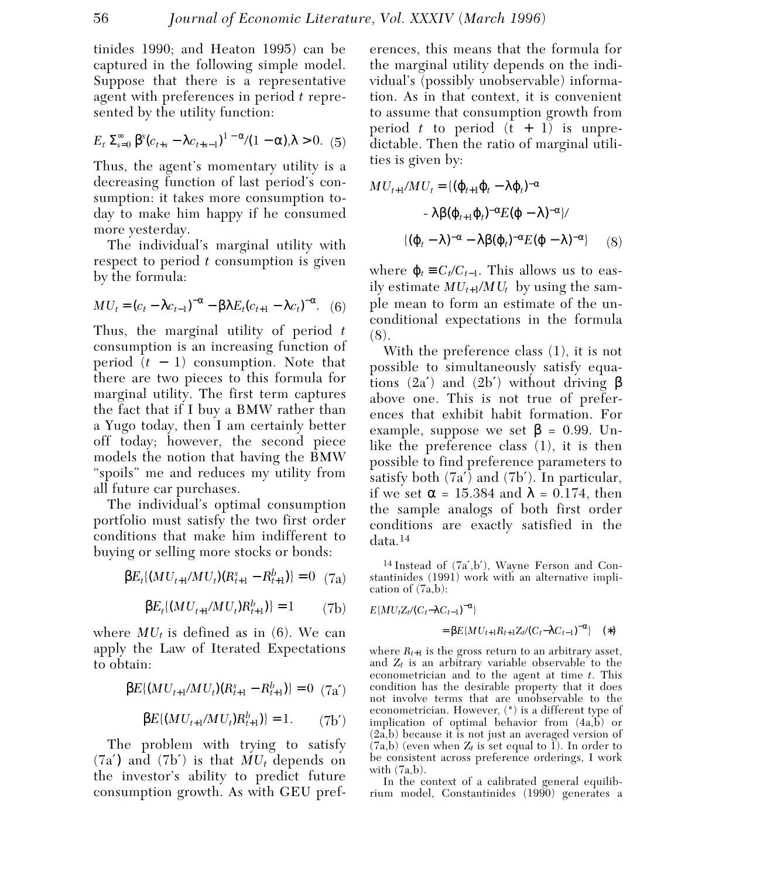tinides 1990; and Heaton 1995) can be captured in the following simple model. Suppose that there is a representative agent with preferences in period $t$ represented by the utility function:

$$E_t \Sigma_{s=0}^{\infty} \beta^s (c_{t+s} - \lambda c_{t+s-1})^{1-\alpha}/(1-\alpha), \lambda > 0. \quad (5)$$

Thus, the agent's momentary utility is a decreasing function of last period's consumption: it takes more consumption today to make him happy if he consumed more yesterday.

The individual's marginal utility with respect to period $t$ consumption is given by the formula:

$$MU_t = (c_t - \lambda c_{t-1})^{-\alpha} - \beta\lambda E_t (c_{t+1} - \lambda c_t)^{-\alpha}. \quad (6)$$

Thus, the marginal utility of period $t$ consumption is an increasing function of period $(t-1)$ consumption. Note that there are two pieces to this formula for marginal utility. The first term captures the fact that if I buy a BMW rather than a Yugo today, then I am certainly better off today; however, the second piece models the notion that having the BMW "spoils" me and reduces my utility from all future car purchases.

The individual's optimal consumption portfolio must satisfy the two first order conditions that make him indifferent to buying or selling more stocks or bonds:

$$\beta E_t \{(MU_{t+1}/MU_t)(R^s_{t+1} - R^b_{t+1})\} = 0 \quad (7a)$$

$$\beta E_t \{(MU_{t+1}/MU_t) R^b_{t+1})\} = 1 \quad (7b)$$

where $MU_t$ is defined as in (6). We can apply the Law of Iterated Expectations to obtain:

$$\beta E\{(MU_{t+1}/MU_t)(R^s_{t+1} - R^b_{t+1})\} = 0 \quad (7a')$$

$$\beta E\{(MU_{t+1}/MU_t) R^b_{t+1})\} = 1. \quad (7b')$$

The problem with trying to satisfy (7a') and (7b') is that $MU_t$ depends on the investor's ability to predict future consumption growth. As with GEU preferences, this means that the formula for the marginal utility depends on the individual's (possibly unobservable) information. As in that context, it is convenient to assume that consumption growth from period $t$ to period $(t+1)$ is unpredictable. Then the ratio of marginal utilities is given by:

$$MU_{t+1}/MU_t = \{(\phi_{t+1}\phi_t - \lambda\phi_t)^{-\alpha} - \lambda\beta(\phi_{t+1}\phi_t)^{-\alpha} E(\phi - \lambda)^{-\alpha}\} / \{(\phi_t - \lambda)^{-\alpha} - \lambda\beta(\phi_t)^{-\alpha} E(\phi - \lambda)^{-\alpha}\} \quad (8)$$

where $\phi_t \equiv C_t/C_{t-1}$. This allows us to easily estimate $MU_{t+1}/MU_t$ by using the sample mean to form an estimate of the unconditional expectations in the formula (8).

With the preference class (1), it is not possible to simultaneously satisfy equations (2a') and (2b') without driving $\beta$ above one. This is not true of preferences that exhibit habit formation. For example, suppose we set $\beta = 0.99$. Unlike the preference class (1), it is then possible to find preference parameters to satisfy both (7a') and (7b'). In particular, if we set $\alpha = 15.384$ and $\lambda = 0.174$, then the sample analogs of both first order conditions are exactly satisfied in the data.[14]

[14] Instead of (7a',b'), Wayne Ferson and Constantinides (1991) work with an alternative implication of (7a,b):

$$E\{MU_t Z_t/(C_t - \lambda C_{t-1})^{-\alpha}\} = \beta E\{MU_{t+1} R_{t+1} Z_t/(C_t - \lambda C_{t-1})^{-\alpha}\} \quad (*)$$

where $R_{t+1}$ is the gross return to an arbitrary asset, and $Z_t$ is an arbitrary variable observable to the econometrician and to the agent at time $t$. This condition has the desirable property that it does not involve terms that are unobservable to the econometrician. However, (*) is a different type of implication of optimal behavior from (4a,b) or (2a,b) because it is not just an averaged version of (7a,b) (even when $Z_t$ is set equal to 1). In order to be consistent across preference orderings, I work with (7a,b).

In the context of a calibrated general equilibrium model, Constantinides (1990) generates a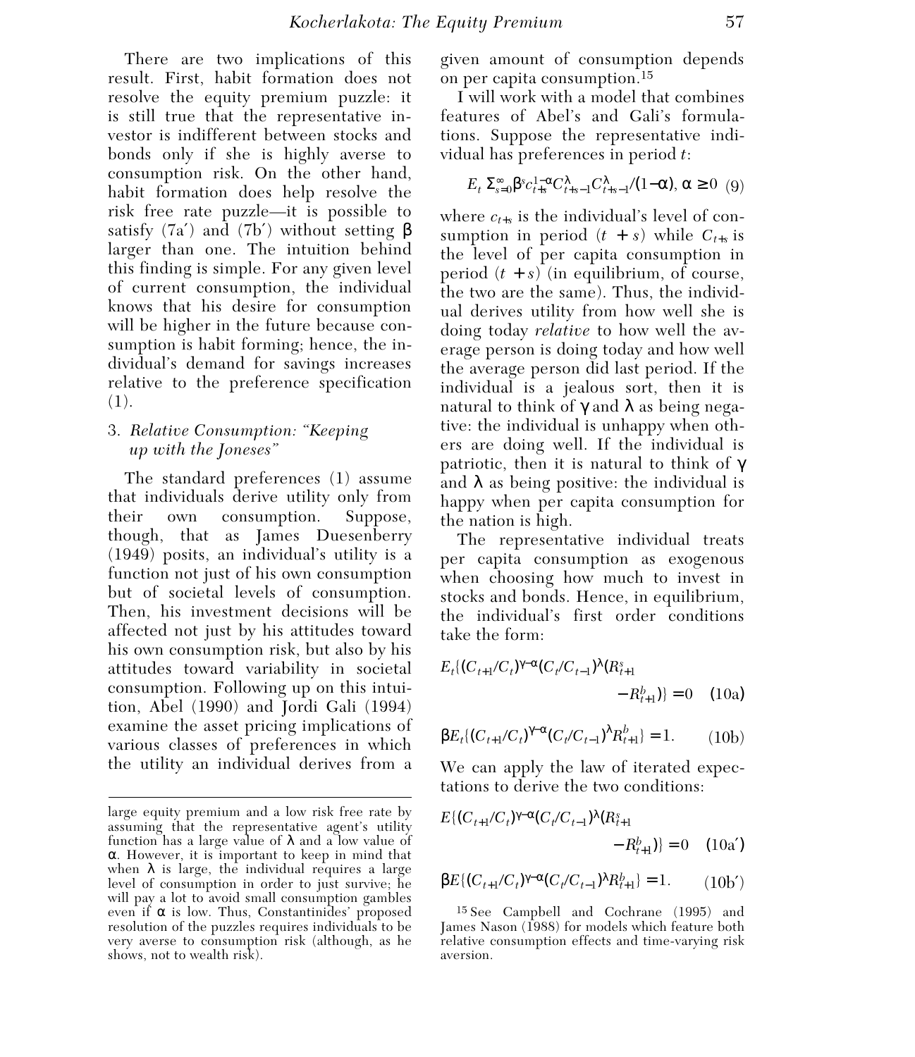There are two implications of this result. First, habit formation does not resolve the equity premium puzzle: it is still true that the representative investor is indifferent between stocks and bonds only if she is highly averse to consumption risk. On the other hand, habit formation does help resolve the risk free rate puzzle—it is possible to satisfy (7a′) and (7b′) without setting $\beta$ larger than one. The intuition behind this finding is simple. For any given level of current consumption, the individual knows that his desire for consumption will be higher in the future because consumption is habit forming; hence, the individual's demand for savings increases relative to the preference specification (1).

### 3. *Relative Consumption: "Keeping up with the Joneses"*

The standard preferences (1) assume that individuals derive utility only from their own consumption. Suppose, though, that as James Duesenberry (1949) posits, an individual's utility is a function not just of his own consumption but of societal levels of consumption. Then, his investment decisions will be affected not just by his attitudes toward his own consumption risk, but also by his attitudes toward variability in societal consumption. Following up on this intuition, Abel (1990) and Jordi Gali (1994) examine the asset pricing implications of various classes of preferences in which the utility an individual derives from a given amount of consumption depends on per capita consumption.[15]

I will work with a model that combines features of Abel's and Gali's formulations. Suppose the representative individual has preferences in period $t$:

$$E_t \sum_{s=0}^{\infty} \beta^s c_{t+s}^{1-\alpha} C_{t+s-1}^{\lambda} C_{t+s-1}^{\lambda} / (1-\alpha),\ \alpha \geq 0 \quad (9)$$

where $c_{t+s}$ is the individual's level of consumption in period $(t+s)$ while $C_{t+s}$ is the level of per capita consumption in period $(t+s)$ (in equilibrium, of course, the two are the same). Thus, the individual derives utility from how well she is doing today *relative* to how well the average person is doing today and how well the average person did last period. If the individual is a jealous sort, then it is natural to think of $\gamma$ and $\lambda$ as being negative: the individual is unhappy when others are doing well. If the individual is patriotic, then it is natural to think of $\gamma$ and $\lambda$ as being positive: the individual is happy when per capita consumption for the nation is high.

The representative individual treats per capita consumption as exogenous when choosing how much to invest in stocks and bonds. Hence, in equilibrium, the individual's first order conditions take the form:

$$E_t\{(C_{t+1}/C_t)^{\gamma-\alpha}(C_t/C_{t-1})^{\lambda}(R_{t+1}^s - R_{t+1}^b)\} = 0 \quad (10a)$$

$$\beta E_t\{(C_{t+1}/C_t)^{\gamma-\alpha}(C_t/C_{t-1})^{\lambda} R_{t+1}^b\} = 1. \quad (10b)$$

We can apply the law of iterated expectations to derive the two conditions:

$$E\{(C_{t+1}/C_t)^{\gamma-\alpha}(C_t/C_{t-1})^{\lambda}(R_{t+1}^s - R_{t+1}^b)\} = 0 \quad (10a')$$

$$\beta E\{(C_{t+1}/C_t)^{\gamma-\alpha}(C_t/C_{t-1})^{\lambda} R_{t+1}^b\} = 1. \quad (10b')$$

---

large equity premium and a low risk free rate by assuming that the representative agent's utility function has a large value of $\lambda$ and a low value of $\alpha$. However, it is important to keep in mind that when $\lambda$ is large, the individual requires a large level of consumption in order to just survive; he will pay a lot to avoid small consumption gambles even if $\alpha$ is low. Thus, Constantinides' proposed resolution of the puzzles requires individuals to be very averse to consumption risk (although, as he shows, not to wealth risk).

[15] See Campbell and Cochrane (1995) and James Nason (1988) for models which feature both relative consumption effects and time-varying risk aversion.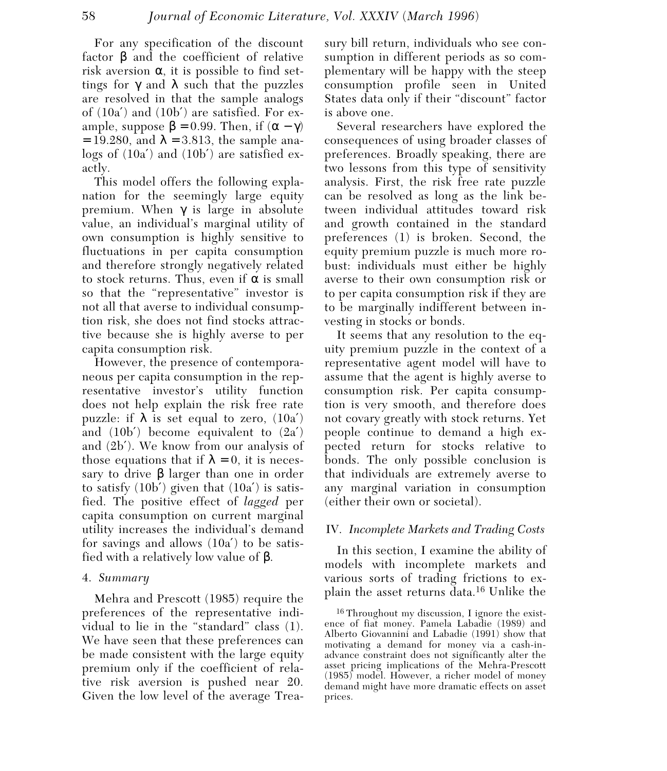For any specification of the discount factor $\beta$ and the coefficient of relative risk aversion $\alpha$, it is possible to find settings for $\gamma$ and $\lambda$ such that the puzzles are resolved in that the sample analogs of (10a′) and (10b′) are satisfied. For example, suppose $\beta = 0.99$. Then, if $(\alpha - \gamma) = 19.280$, and $\lambda = 3.813$, the sample analogs of (10a′) and (10b′) are satisfied exactly.

This model offers the following explanation for the seemingly large equity premium. When $\gamma$ is large in absolute value, an individual's marginal utility of own consumption is highly sensitive to fluctuations in per capita consumption and therefore strongly negatively related to stock returns. Thus, even if $\alpha$ is small so that the "representative" investor is not all that averse to individual consumption risk, she does not find stocks attractive because she is highly averse to per capita consumption risk.

However, the presence of contemporaneous per capita consumption in the representative investor's utility function does not help explain the risk free rate puzzle: if $\lambda$ is set equal to zero, (10a′) and (10b′) become equivalent to (2a′) and (2b′). We know from our analysis of those equations that if $\lambda = 0$, it is necessary to drive $\beta$ larger than one in order to satisfy (10b′) given that (10a′) is satisfied. The positive effect of *lagged* per capita consumption on current marginal utility increases the individual's demand for savings and allows (10a′) to be satisfied with a relatively low value of $\beta$.

### 4. *Summary*

Mehra and Prescott (1985) require the preferences of the representative individual to lie in the "standard" class (1). We have seen that these preferences can be made consistent with the large equity premium only if the coefficient of relative risk aversion is pushed near 20. Given the low level of the average Treasury bill return, individuals who see consumption in different periods as so complementary will be happy with the steep consumption profile seen in United States data only if their "discount" factor is above one.

Several researchers have explored the consequences of using broader classes of preferences. Broadly speaking, there are two lessons from this type of sensitivity analysis. First, the risk free rate puzzle can be resolved as long as the link between individual attitudes toward risk and growth contained in the standard preferences (1) is broken. Second, the equity premium puzzle is much more robust: individuals must either be highly averse to their own consumption risk or to per capita consumption risk if they are to be marginally indifferent between investing in stocks or bonds.

It seems that any resolution to the equity premium puzzle in the context of a representative agent model will have to assume that the agent is highly averse to consumption risk. Per capita consumption is very smooth, and therefore does not covary greatly with stock returns. Yet people continue to demand a high expected return for stocks relative to bonds. The only possible conclusion is that individuals are extremely averse to any marginal variation in consumption (either their own or societal).

## IV. *Incomplete Markets and Trading Costs*

In this section, I examine the ability of models with incomplete markets and various sorts of trading frictions to explain the asset returns data.[16] Unlike the

[16] Throughout my discussion, I ignore the existence of fiat money. Pamela Labadie (1989) and Alberto Giovannini and Labadie (1991) show that motivating a demand for money via a cash-in-advance constraint does not significantly alter the asset pricing implications of the Mehra-Prescott (1985) model. However, a richer model of money demand might have more dramatic effects on asset prices.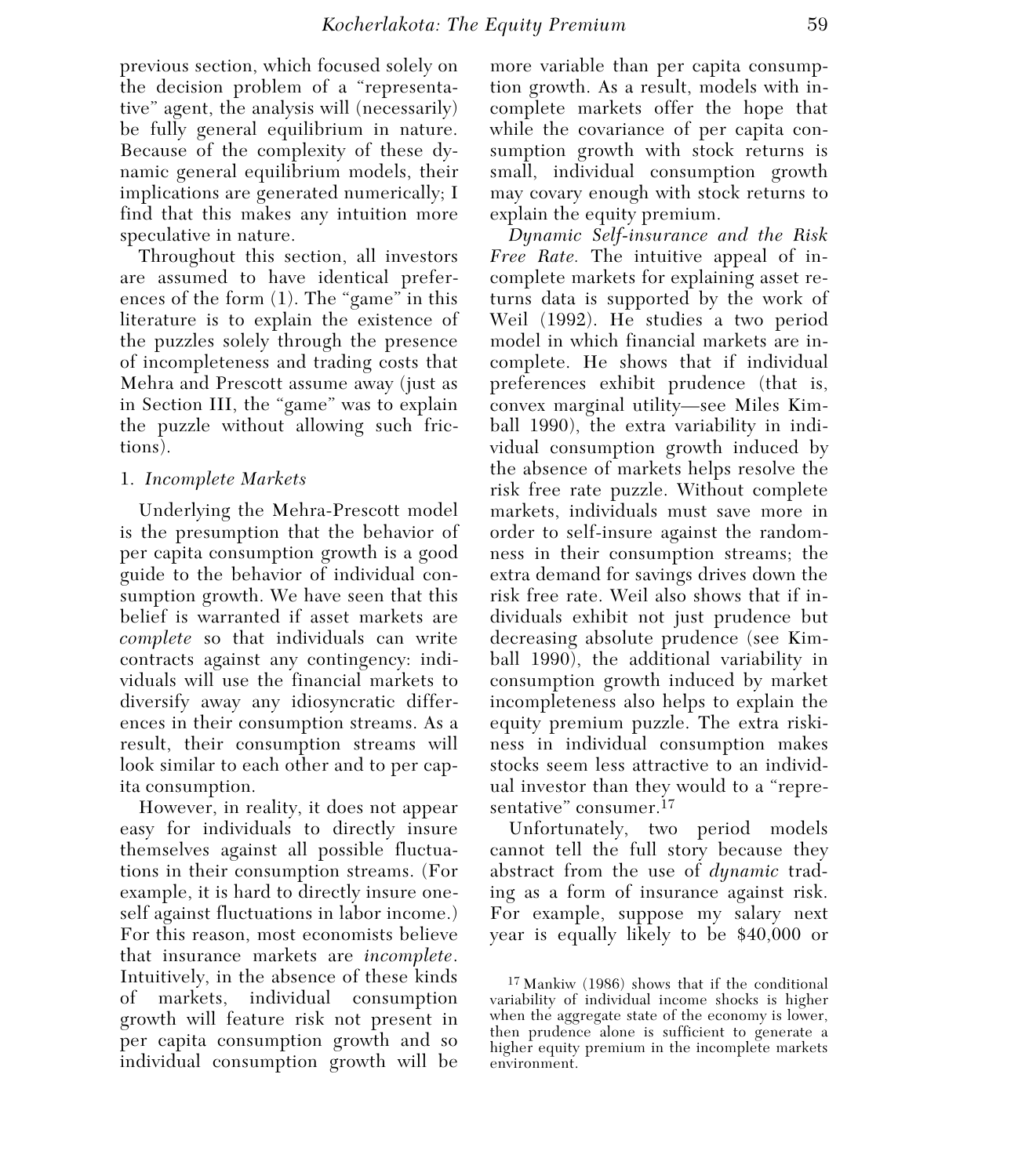previous section, which focused solely on the decision problem of a "representative" agent, the analysis will (necessarily) be fully general equilibrium in nature. Because of the complexity of these dynamic general equilibrium models, their implications are generated numerically; I find that this makes any intuition more speculative in nature.

Throughout this section, all investors are assumed to have identical preferences of the form (1). The "game" in this literature is to explain the existence of the puzzles solely through the presence of incompleteness and trading costs that Mehra and Prescott assume away (just as in Section III, the "game" was to explain the puzzle without allowing such frictions).

### 1. *Incomplete Markets*

Underlying the Mehra-Prescott model is the presumption that the behavior of per capita consumption growth is a good guide to the behavior of individual consumption growth. We have seen that this belief is warranted if asset markets are *complete* so that individuals can write contracts against any contingency: individuals will use the financial markets to diversify away any idiosyncratic differences in their consumption streams. As a result, their consumption streams will look similar to each other and to per capita consumption.

However, in reality, it does not appear easy for individuals to directly insure themselves against all possible fluctuations in their consumption streams. (For example, it is hard to directly insure oneself against fluctuations in labor income.) For this reason, most economists believe that insurance markets are *incomplete*. Intuitively, in the absence of these kinds of markets, individual consumption growth will feature risk not present in per capita consumption growth and so individual consumption growth will be more variable than per capita consumption growth. As a result, models with incomplete markets offer the hope that while the covariance of per capita consumption growth with stock returns is small, individual consumption growth may covary enough with stock returns to explain the equity premium.

*Dynamic Self-insurance and the Risk Free Rate.* The intuitive appeal of incomplete markets for explaining asset returns data is supported by the work of Weil (1992). He studies a two period model in which financial markets are incomplete. He shows that if individual preferences exhibit prudence (that is, convex marginal utility—see Miles Kimball 1990), the extra variability in individual consumption growth induced by the absence of markets helps resolve the risk free rate puzzle. Without complete markets, individuals must save more in order to self-insure against the randomness in their consumption streams; the extra demand for savings drives down the risk free rate. Weil also shows that if individuals exhibit not just prudence but decreasing absolute prudence (see Kimball 1990), the additional variability in consumption growth induced by market incompleteness also helps to explain the equity premium puzzle. The extra riskiness in individual consumption makes stocks seem less attractive to an individual investor than they would to a "representative" consumer.[17]

Unfortunately, two period models cannot tell the full story because they abstract from the use of *dynamic* trading as a form of insurance against risk. For example, suppose my salary next year is equally likely to be $40,000 or

[17] Mankiw (1986) shows that if the conditional variability of individual income shocks is higher when the aggregate state of the economy is lower, then prudence alone is sufficient to generate a higher equity premium in the incomplete markets environment.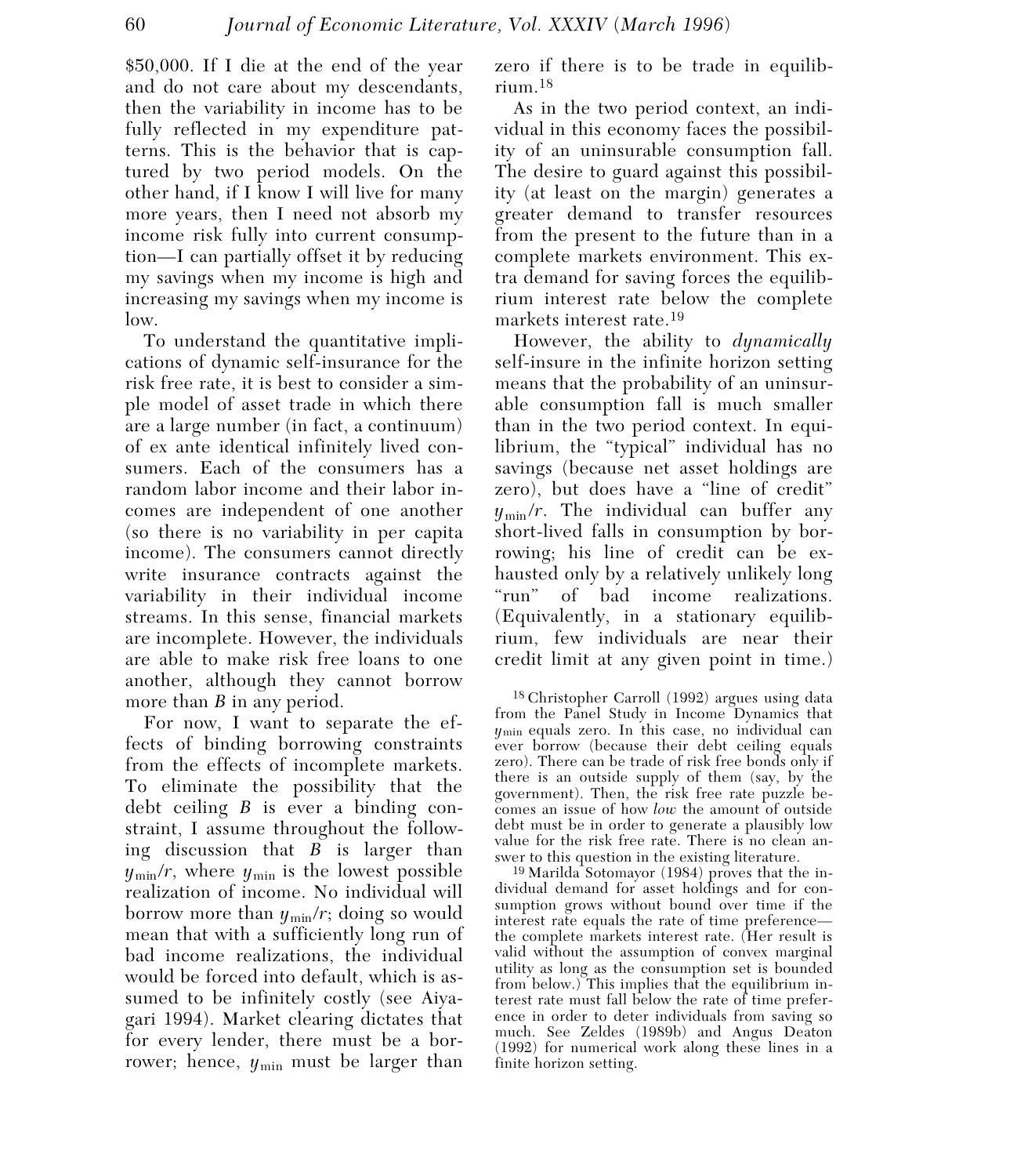$50,000. If I die at the end of the year and do not care about my descendants, then the variability in income has to be fully reflected in my expenditure patterns. This is the behavior that is captured by two period models. On the other hand, if I know I will live for many more years, then I need not absorb my income risk fully into current consumption—I can partially offset it by reducing my savings when my income is high and increasing my savings when my income is low.

To understand the quantitative implications of dynamic self-insurance for the risk free rate, it is best to consider a simple model of asset trade in which there are a large number (in fact, a continuum) of ex ante identical infinitely lived consumers. Each of the consumers has a random labor income and their labor incomes are independent of one another (so there is no variability in per capita income). The consumers cannot directly write insurance contracts against the variability in their individual income streams. In this sense, financial markets are incomplete. However, the individuals are able to make risk free loans to one another, although they cannot borrow more than $B$ in any period.

For now, I want to separate the effects of binding borrowing constraints from the effects of incomplete markets. To eliminate the possibility that the debt ceiling $B$ is ever a binding constraint, I assume throughout the following discussion that $B$ is larger than $y_{\min}/r$, where $y_{\min}$ is the lowest possible realization of income. No individual will borrow more than $y_{\min}/r$; doing so would mean that with a sufficiently long run of bad income realizations, the individual would be forced into default, which is assumed to be infinitely costly (see Aiyagari 1994). Market clearing dictates that for every lender, there must be a borrower; hence, $y_{\min}$ must be larger than zero if there is to be trade in equilibrium.[18]

As in the two period context, an individual in this economy faces the possibility of an uninsurable consumption fall. The desire to guard against this possibility (at least on the margin) generates a greater demand to transfer resources from the present to the future than in a complete markets environment. This extra demand for saving forces the equilibrium interest rate below the complete markets interest rate.[19]

However, the ability to *dynamically* self-insure in the infinite horizon setting means that the probability of an uninsurable consumption fall is much smaller than in the two period context. In equilibrium, the "typical" individual has no savings (because net asset holdings are zero), but does have a "line of credit" $y_{\min}/r$. The individual can buffer any short-lived falls in consumption by borrowing; his line of credit can be exhausted only by a relatively unlikely long "run" of bad income realizations. (Equivalently, in a stationary equilibrium, few individuals are near their credit limit at any given point in time.)

[18] Christopher Carroll (1992) argues using data from the Panel Study in Income Dynamics that $y_{\min}$ equals zero. In this case, no individual can ever borrow (because their debt ceiling equals zero). There can be trade of risk free bonds only if there is an outside supply of them (say, by the government). Then, the risk free rate puzzle becomes an issue of how *low* the amount of outside debt must be in order to generate a plausibly low value for the risk free rate. There is no clean answer to this question in the existing literature.

[19] Marilda Sotomayor (1984) proves that the individual demand for asset holdings and for consumption grows without bound over time if the interest rate equals the rate of time preference—the complete markets interest rate. (Her result is valid without the assumption of convex marginal utility as long as the consumption set is bounded from below.) This implies that the equilibrium interest rate must fall below the rate of time preference in order to deter individuals from saving so much. See Zeldes (1989b) and Angus Deaton (1992) for numerical work along these lines in a finite horizon setting.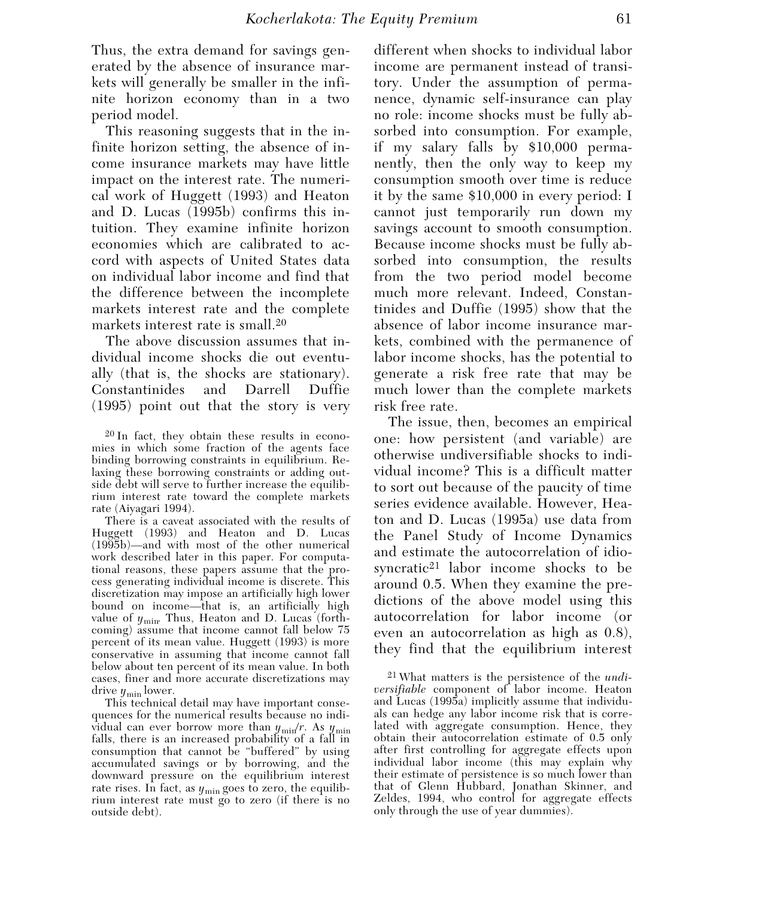Thus, the extra demand for savings generated by the absence of insurance markets will generally be smaller in the infinite horizon economy than in a two period model.

This reasoning suggests that in the infinite horizon setting, the absence of income insurance markets may have little impact on the interest rate. The numerical work of Huggett (1993) and Heaton and D. Lucas (1995b) confirms this intuition. They examine infinite horizon economies which are calibrated to accord with aspects of United States data on individual labor income and find that the difference between the incomplete markets interest rate and the complete markets interest rate is small.[20]

The above discussion assumes that individual income shocks die out eventually (that is, the shocks are stationary). Constantinides and Darrell Duffie (1995) point out that the story is very different when shocks to individual labor income are permanent instead of transitory. Under the assumption of permanence, dynamic self-insurance can play no role: income shocks must be fully absorbed into consumption. For example, if my salary falls by \$10,000 permanently, then the only way to keep my consumption smooth over time is reduce it by the same \$10,000 in every period: I cannot just temporarily run down my savings account to smooth consumption. Because income shocks must be fully absorbed into consumption, the results from the two period model become much more relevant. Indeed, Constantinides and Duffie (1995) show that the absence of labor income insurance markets, combined with the permanence of labor income shocks, has the potential to generate a risk free rate that may be much lower than the complete markets risk free rate.

The issue, then, becomes an empirical one: how persistent (and variable) are otherwise undiversifiable shocks to individual income? This is a difficult matter to sort out because of the paucity of time series evidence available. However, Heaton and D. Lucas (1995a) use data from the Panel Study of Income Dynamics and estimate the autocorrelation of idiosyncratic[21] labor income shocks to be around 0.5. When they examine the predictions of the above model using this autocorrelation for labor income (or even an autocorrelation as high as 0.8), they find that the equilibrium interest

[20] In fact, they obtain these results in economies in which some fraction of the agents face binding borrowing constraints in equilibrium. Relaxing these borrowing constraints or adding outside debt will serve to further increase the equilibrium interest rate toward the complete markets rate (Aiyagari 1994).

There is a caveat associated with the results of Huggett (1993) and Heaton and D. Lucas (1995b)—and with most of the other numerical work described later in this paper. For computational reasons, these papers assume that the process generating individual income is discrete. This discretization may impose an artificially high lower bound on income—that is, an artificially high value of $y_{\min}$. Thus, Heaton and D. Lucas (forthcoming) assume that income cannot fall below 75 percent of its mean value. Huggett (1993) is more conservative in assuming that income cannot fall below about ten percent of its mean value. In both cases, finer and more accurate discretizations may drive $y_{\min}$ lower.

This technical detail may have important consequences for the numerical results because no individual can ever borrow more than $y_{\min}/r$. As $y_{\min}$ falls, there is an increased probability of a fall in consumption that cannot be "buffered" by using accumulated savings or by borrowing, and the downward pressure on the equilibrium interest rate rises. In fact, as $y_{\min}$ goes to zero, the equilibrium interest rate must go to zero (if there is no outside debt).

[21] What matters is the persistence of the *undiversifiable* component of labor income. Heaton and Lucas (1995a) implicitly assume that individuals can hedge any labor income risk that is correlated with aggregate consumption. Hence, they obtain their autocorrelation estimate of 0.5 only after first controlling for aggregate effects upon individual labor income (this may explain why their estimate of persistence is so much lower than that of Glenn Hubbard, Jonathan Skinner, and Zeldes, 1994, who control for aggregate effects only through the use of year dummies).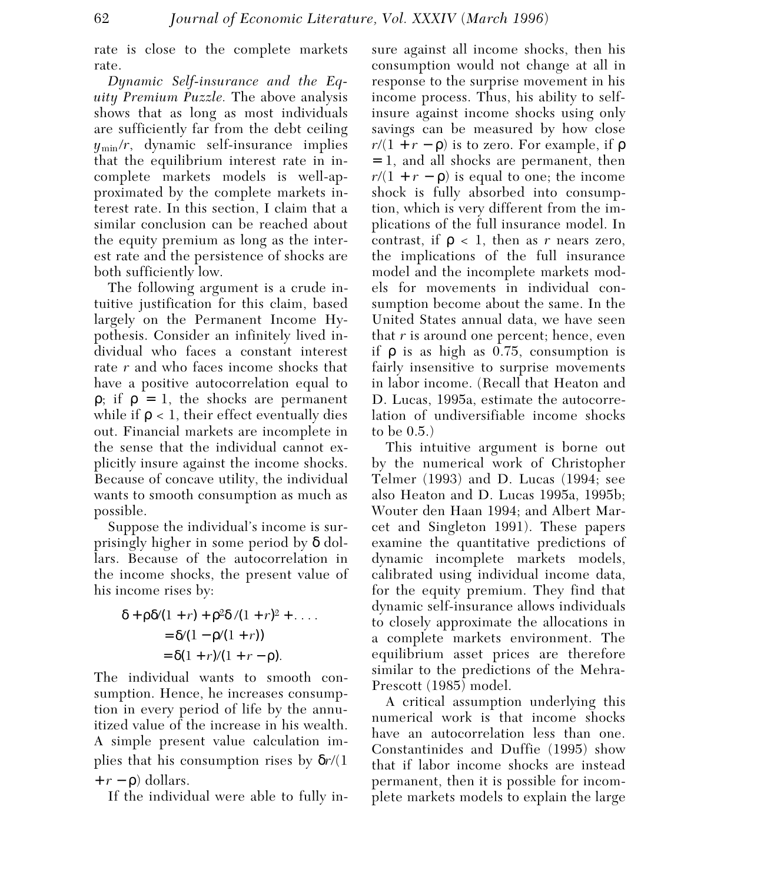rate is close to the complete markets rate.

*Dynamic Self-insurance and the Equity Premium Puzzle.* The above analysis shows that as long as most individuals are sufficiently far from the debt ceiling $y_{\min}/r$, dynamic self-insurance implies that the equilibrium interest rate in incomplete markets models is well-approximated by the complete markets interest rate. In this section, I claim that a similar conclusion can be reached about the equity premium as long as the interest rate and the persistence of shocks are both sufficiently low.

The following argument is a crude intuitive justification for this claim, based largely on the Permanent Income Hypothesis. Consider an infinitely lived individual who faces a constant interest rate $r$ and who faces income shocks that have a positive autocorrelation equal to $\rho$; if $\rho = 1$, the shocks are permanent while if $\rho < 1$, their effect eventually dies out. Financial markets are incomplete in the sense that the individual cannot explicitly insure against the income shocks. Because of concave utility, the individual wants to smooth consumption as much as possible.

Suppose the individual's income is surprisingly higher in some period by $\delta$ dollars. Because of the autocorrelation in the income shocks, the present value of his income rises by:

$$\begin{aligned} &\delta + \rho\delta/(1+r) + \rho^2\delta/(1+r)^2 + \ldots \\ &= \delta/(1 - \rho/(1+r)) \\ &= \delta(1+r)/(1+r-\rho). \end{aligned}$$

The individual wants to smooth consumption. Hence, he increases consumption in every period of life by the annuitized value of the increase in his wealth. A simple present value calculation implies that his consumption rises by $\delta r/(1 + r - \rho)$ dollars.

If the individual were able to fully insure against all income shocks, then his consumption would not change at all in response to the surprise movement in his income process. Thus, his ability to self-insure against income shocks using only savings can be measured by how close $r/(1 + r - \rho)$ is to zero. For example, if $\rho = 1$, and all shocks are permanent, then $r/(1 + r - \rho)$ is equal to one; the income shock is fully absorbed into consumption, which is very different from the implications of the full insurance model. In contrast, if $\rho < 1$, then as $r$ nears zero, the implications of the full insurance model and the incomplete markets models for movements in individual consumption become about the same. In the United States annual data, we have seen that $r$ is around one percent; hence, even if $\rho$ is as high as 0.75, consumption is fairly insensitive to surprise movements in labor income. (Recall that Heaton and D. Lucas, 1995a, estimate the autocorrelation of undiversifiable income shocks to be 0.5.)

This intuitive argument is borne out by the numerical work of Christopher Telmer (1993) and D. Lucas (1994; see also Heaton and D. Lucas 1995a, 1995b; Wouter den Haan 1994; and Albert Marcet and Singleton 1991). These papers examine the quantitative predictions of dynamic incomplete markets models, calibrated using individual income data, for the equity premium. They find that dynamic self-insurance allows individuals to closely approximate the allocations in a complete markets environment. The equilibrium asset prices are therefore similar to the predictions of the Mehra-Prescott (1985) model.

A critical assumption underlying this numerical work is that income shocks have an autocorrelation less than one. Constantinides and Duffie (1995) show that if labor income shocks are instead permanent, then it is possible for incomplete markets models to explain the large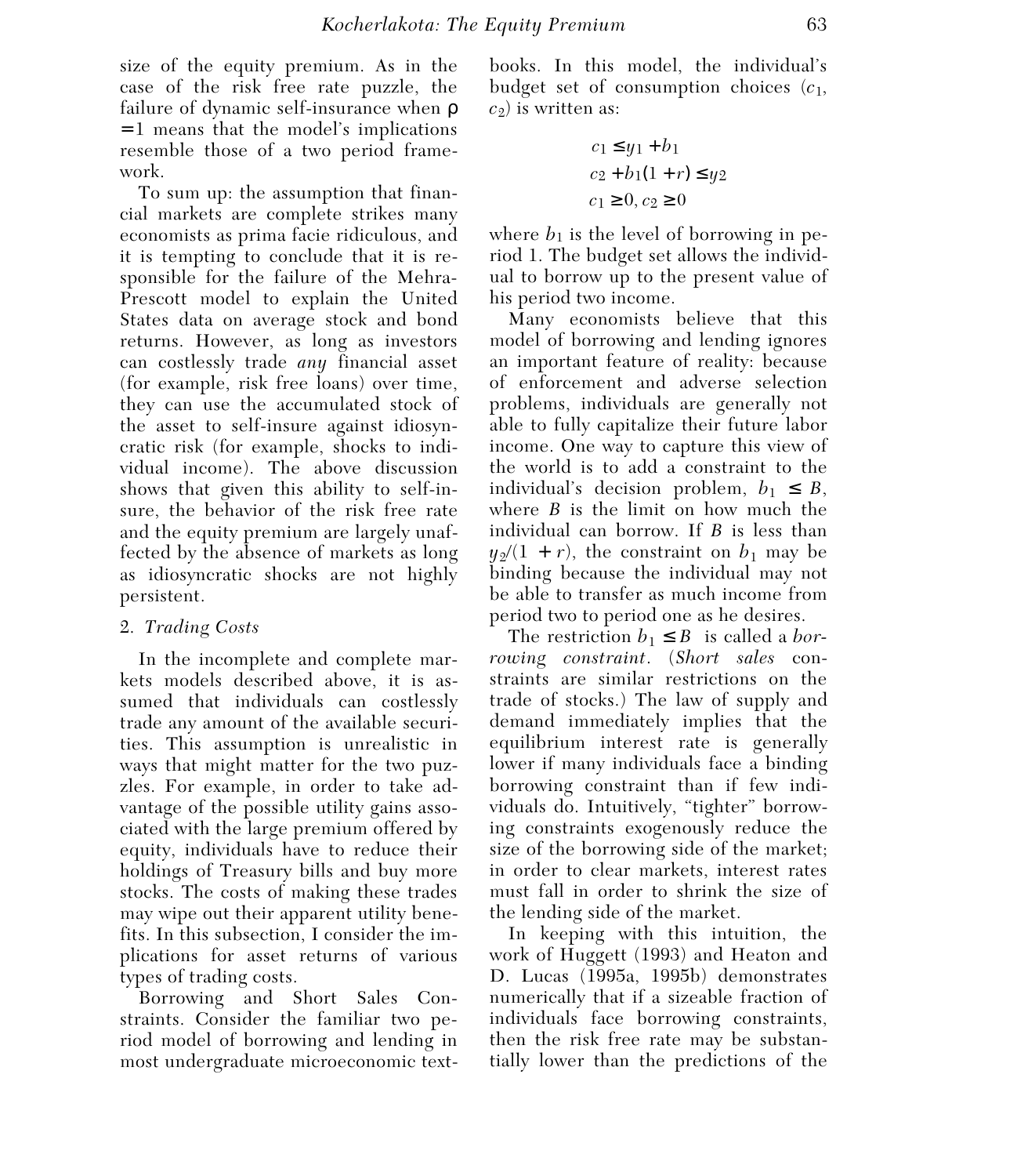size of the equity premium. As in the case of the risk free rate puzzle, the failure of dynamic self-insurance when $\rho = 1$ means that the model's implications resemble those of a two period framework.

To sum up: the assumption that financial markets are complete strikes many economists as prima facie ridiculous, and it is tempting to conclude that it is responsible for the failure of the Mehra-Prescott model to explain the United States data on average stock and bond returns. However, as long as investors can costlessly trade *any* financial asset (for example, risk free loans) over time, they can use the accumulated stock of the asset to self-insure against idiosyncratic risk (for example, shocks to individual income). The above discussion shows that given this ability to self-insure, the behavior of the risk free rate and the equity premium are largely unaffected by the absence of markets as long as idiosyncratic shocks are not highly persistent.

### 2. *Trading Costs*

In the incomplete and complete markets models described above, it is assumed that individuals can costlessly trade any amount of the available securities. This assumption is unrealistic in ways that might matter for the two puzzles. For example, in order to take advantage of the possible utility gains associated with the large premium offered by equity, individuals have to reduce their holdings of Treasury bills and buy more stocks. The costs of making these trades may wipe out their apparent utility benefits. In this subsection, I consider the implications for asset returns of various types of trading costs.

Borrowing and Short Sales Constraints. Consider the familiar two period model of borrowing and lending in most undergraduate microeconomic textbooks. In this model, the individual's budget set of consumption choices $(c_1, c_2)$ is written as:

$$c_1 \leq y_1 + b_1$$
$$c_2 + b_1(1 + r) \leq y_2$$
$$c_1 \geq 0, c_2 \geq 0$$

where $b_1$ is the level of borrowing in period 1. The budget set allows the individual to borrow up to the present value of his period two income.

Many economists believe that this model of borrowing and lending ignores an important feature of reality: because of enforcement and adverse selection problems, individuals are generally not able to fully capitalize their future labor income. One way to capture this view of the world is to add a constraint to the individual's decision problem, $b_1 \leq B$, where $B$ is the limit on how much the individual can borrow. If $B$ is less than $y_2/(1 + r)$, the constraint on $b_1$ may be binding because the individual may not be able to transfer as much income from period two to period one as he desires.

The restriction $b_1 \leq B$ is called a *borrowing constraint*. (*Short sales* constraints are similar restrictions on the trade of stocks.) The law of supply and demand immediately implies that the equilibrium interest rate is generally lower if many individuals face a binding borrowing constraint than if few individuals do. Intuitively, "tighter" borrowing constraints exogenously reduce the size of the borrowing side of the market; in order to clear markets, interest rates must fall in order to shrink the size of the lending side of the market.

In keeping with this intuition, the work of Huggett (1993) and Heaton and D. Lucas (1995a, 1995b) demonstrates numerically that if a sizeable fraction of individuals face borrowing constraints, then the risk free rate may be substantially lower than the predictions of the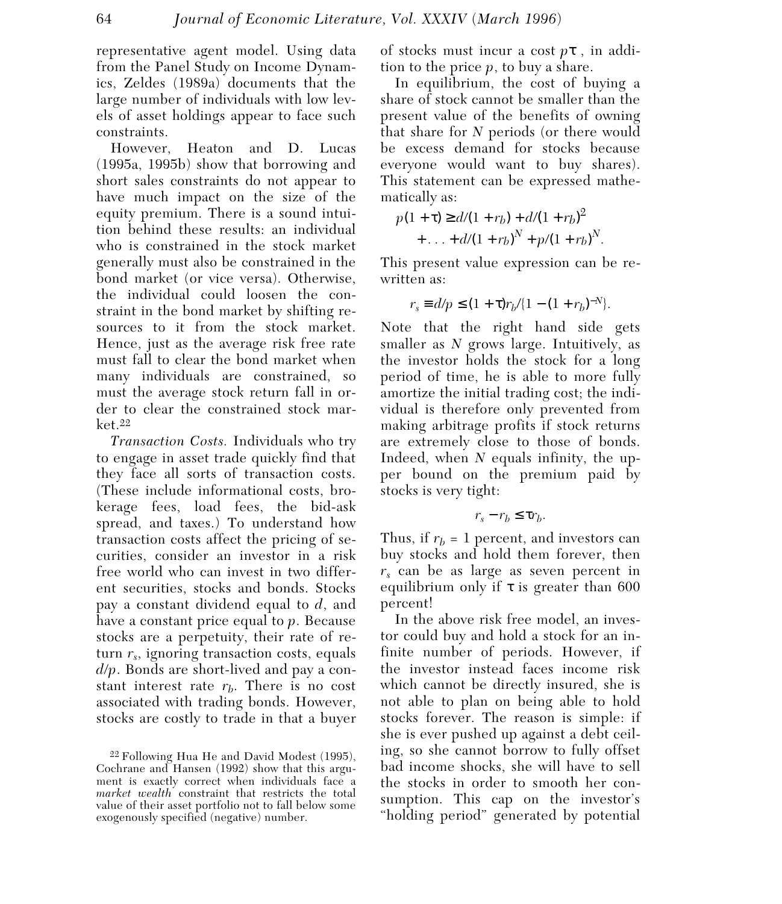representative agent model. Using data from the Panel Study on Income Dynamics, Zeldes (1989a) documents that the large number of individuals with low levels of asset holdings appear to face such constraints.

However, Heaton and D. Lucas (1995a, 1995b) show that borrowing and short sales constraints do not appear to have much impact on the size of the equity premium. There is a sound intuition behind these results: an individual who is constrained in the stock market generally must also be constrained in the bond market (or vice versa). Otherwise, the individual could loosen the constraint in the bond market by shifting resources to it from the stock market. Hence, just as the average risk free rate must fall to clear the bond market when many individuals are constrained, so must the average stock return fall in order to clear the constrained stock market.[22]

*Transaction Costs.* Individuals who try to engage in asset trade quickly find that they face all sorts of transaction costs. (These include informational costs, brokerage fees, load fees, the bid-ask spread, and taxes.) To understand how transaction costs affect the pricing of securities, consider an investor in a risk free world who can invest in two different securities, stocks and bonds. Stocks pay a constant dividend equal to $d$, and have a constant price equal to $p$. Because stocks are a perpetuity, their rate of return $r_s$, ignoring transaction costs, equals $d/p$. Bonds are short-lived and pay a constant interest rate $r_b$. There is no cost associated with trading bonds. However, stocks are costly to trade in that a buyer of stocks must incur a cost $p\tau$, in addition to the price $p$, to buy a share.

In equilibrium, the cost of buying a share of stock cannot be smaller than the present value of the benefits of owning that share for $N$ periods (or there would be excess demand for stocks because everyone would want to buy shares). This statement can be expressed mathematically as:

$$p(1+\tau) \geq d/(1+r_b) + d/(1+r_b)^2 + \ldots + d/(1+r_b)^N + p/(1+r_b)^N.$$

This present value expression can be rewritten as:

$$r_s \equiv d/p \leq (1+\tau)r_b/\{1-(1+r_b)^{-N}\}.$$

Note that the right hand side gets smaller as $N$ grows large. Intuitively, as the investor holds the stock for a long period of time, he is able to more fully amortize the initial trading cost; the individual is therefore only prevented from making arbitrage profits if stock returns are extremely close to those of bonds. Indeed, when $N$ equals infinity, the upper bound on the premium paid by stocks is very tight:

$$r_s - r_b \leq \tau r_b.$$

Thus, if $r_b$ = 1 percent, and investors can buy stocks and hold them forever, then $r_s$ can be as large as seven percent in equilibrium only if $\tau$ is greater than 600 percent!

In the above risk free model, an investor could buy and hold a stock for an infinite number of periods. However, if the investor instead faces income risk which cannot be directly insured, she is not able to plan on being able to hold stocks forever. The reason is simple: if she is ever pushed up against a debt ceiling, so she cannot borrow to fully offset bad income shocks, she will have to sell the stocks in order to smooth her consumption. This cap on the investor's "holding period" generated by potential

[22] Following Hua He and David Modest (1995), Cochrane and Hansen (1992) show that this argument is exactly correct when individuals face a *market wealth* constraint that restricts the total value of their asset portfolio not to fall below some exogenously specified (negative) number.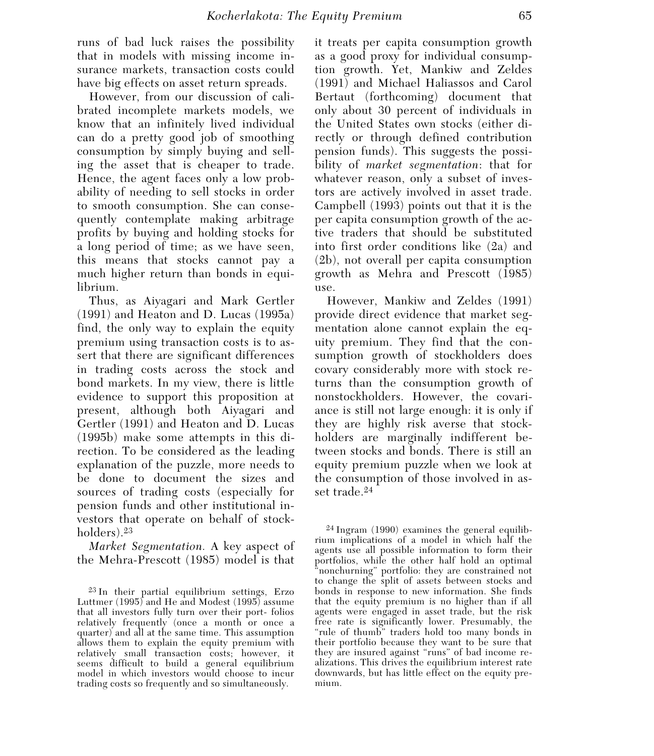runs of bad luck raises the possibility that in models with missing income insurance markets, transaction costs could have big effects on asset return spreads.

However, from our discussion of calibrated incomplete markets models, we know that an infinitely lived individual can do a pretty good job of smoothing consumption by simply buying and selling the asset that is cheaper to trade. Hence, the agent faces only a low probability of needing to sell stocks in order to smooth consumption. She can consequently contemplate making arbitrage profits by buying and holding stocks for a long period of time; as we have seen, this means that stocks cannot pay a much higher return than bonds in equilibrium.

Thus, as Aiyagari and Mark Gertler (1991) and Heaton and D. Lucas (1995a) find, the only way to explain the equity premium using transaction costs is to assert that there are significant differences in trading costs across the stock and bond markets. In my view, there is little evidence to support this proposition at present, although both Aiyagari and Gertler (1991) and Heaton and D. Lucas (1995b) make some attempts in this direction. To be considered as the leading explanation of the puzzle, more needs to be done to document the sizes and sources of trading costs (especially for pension funds and other institutional investors that operate on behalf of stockholders).[23]

*Market Segmentation.* A key aspect of the Mehra-Prescott (1985) model is that it treats per capita consumption growth as a good proxy for individual consumption growth. Yet, Mankiw and Zeldes (1991) and Michael Haliassos and Carol Bertaut (forthcoming) document that only about 30 percent of individuals in the United States own stocks (either directly or through defined contribution pension funds). This suggests the possibility of *market segmentation*: that for whatever reason, only a subset of investors are actively involved in asset trade. Campbell (1993) points out that it is the per capita consumption growth of the active traders that should be substituted into first order conditions like (2a) and (2b), not overall per capita consumption growth as Mehra and Prescott (1985) use.

However, Mankiw and Zeldes (1991) provide direct evidence that market segmentation alone cannot explain the equity premium. They find that the consumption growth of stockholders does covary considerably more with stock returns than the consumption growth of nonstockholders. However, the covariance is still not large enough: it is only if they are highly risk averse that stockholders are marginally indifferent between stocks and bonds. There is still an equity premium puzzle when we look at the consumption of those involved in asset trade.[24]

[23] In their partial equilibrium settings, Erzo Luttmer (1995) and He and Modest (1995) assume that all investors fully turn over their port- folios relatively frequently (once a month or once a quarter) and all at the same time. This assumption allows them to explain the equity premium with relatively small transaction costs; however, it seems difficult to build a general equilibrium model in which investors would choose to incur trading costs so frequently and so simultaneously.

[24] Ingram (1990) examines the general equilibrium implications of a model in which half the agents use all possible information to form their portfolios, while the other half hold an optimal "nonchurning" portfolio: they are constrained not to change the split of assets between stocks and bonds in response to new information. She finds that the equity premium is no higher than if all agents were engaged in asset trade, but the risk free rate is significantly lower. Presumably, the "rule of thumb" traders hold too many bonds in their portfolio because they want to be sure that they are insured against "runs" of bad income realizations. This drives the equilibrium interest rate downwards, but has little effect on the equity premium.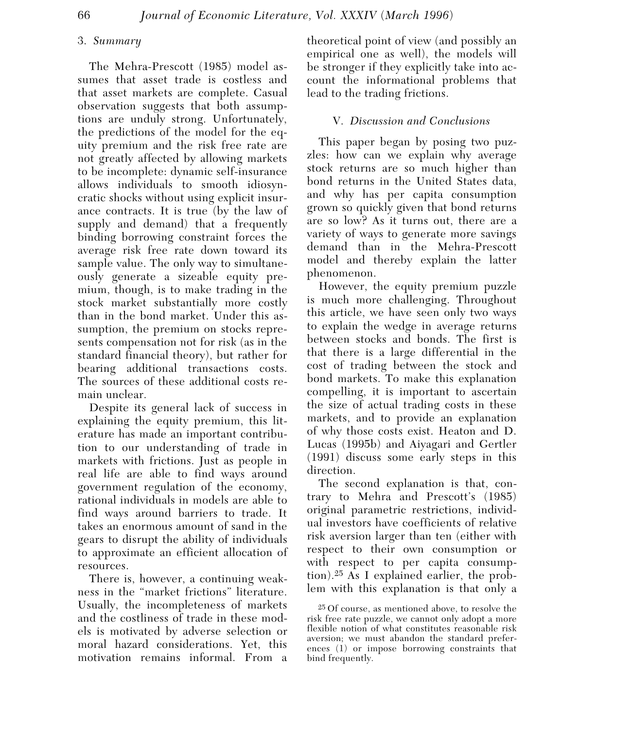### 3. *Summary*

The Mehra-Prescott (1985) model assumes that asset trade is costless and that asset markets are complete. Casual observation suggests that both assumptions are unduly strong. Unfortunately, the predictions of the model for the equity premium and the risk free rate are not greatly affected by allowing markets to be incomplete: dynamic self-insurance allows individuals to smooth idiosyncratic shocks without using explicit insurance contracts. It is true (by the law of supply and demand) that a frequently binding borrowing constraint forces the average risk free rate down toward its sample value. The only way to simultaneously generate a sizeable equity premium, though, is to make trading in the stock market substantially more costly than in the bond market. Under this assumption, the premium on stocks represents compensation not for risk (as in the standard financial theory), but rather for bearing additional transactions costs. The sources of these additional costs remain unclear.

Despite its general lack of success in explaining the equity premium, this literature has made an important contribution to our understanding of trade in markets with frictions. Just as people in real life are able to find ways around government regulation of the economy, rational individuals in models are able to find ways around barriers to trade. It takes an enormous amount of sand in the gears to disrupt the ability of individuals to approximate an efficient allocation of resources.

There is, however, a continuing weakness in the "market frictions" literature. Usually, the incompleteness of markets and the costliness of trade in these models is motivated by adverse selection or moral hazard considerations. Yet, this motivation remains informal. From a theoretical point of view (and possibly an empirical one as well), the models will be stronger if they explicitly take into account the informational problems that lead to the trading frictions.

## V. *Discussion and Conclusions*

This paper began by posing two puzzles: how can we explain why average stock returns are so much higher than bond returns in the United States data, and why has per capita consumption grown so quickly given that bond returns are so low? As it turns out, there are a variety of ways to generate more savings demand than in the Mehra-Prescott model and thereby explain the latter phenomenon.

However, the equity premium puzzle is much more challenging. Throughout this article, we have seen only two ways to explain the wedge in average returns between stocks and bonds. The first is that there is a large differential in the cost of trading between the stock and bond markets. To make this explanation compelling, it is important to ascertain the size of actual trading costs in these markets, and to provide an explanation of why those costs exist. Heaton and D. Lucas (1995b) and Aiyagari and Gertler (1991) discuss some early steps in this direction.

The second explanation is that, contrary to Mehra and Prescott's (1985) original parametric restrictions, individual investors have coefficients of relative risk aversion larger than ten (either with respect to their own consumption or with respect to per capita consumption).[25] As I explained earlier, the problem with this explanation is that only a

[25] Of course, as mentioned above, to resolve the risk free rate puzzle, we cannot only adopt a more flexible notion of what constitutes reasonable risk aversion; we must abandon the standard preferences (1) or impose borrowing constraints that bind frequently.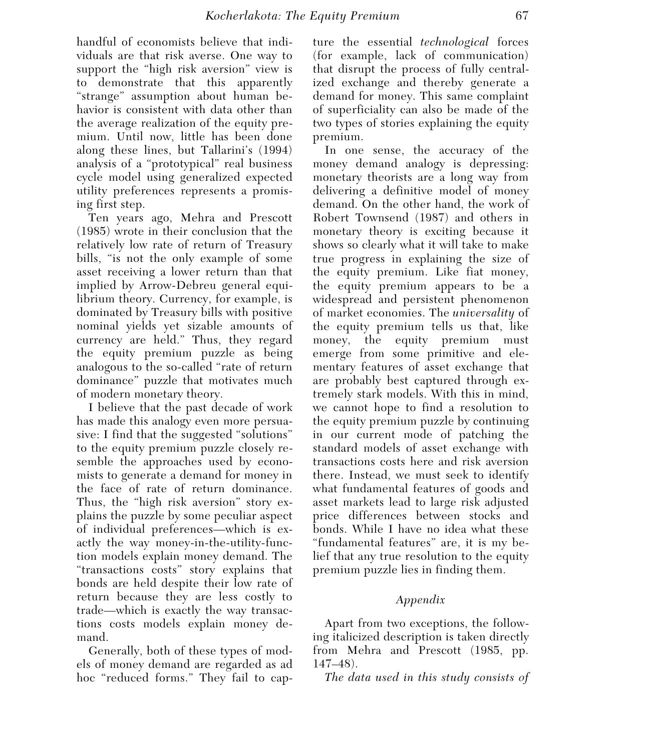handful of economists believe that individuals are that risk averse. One way to support the "high risk aversion" view is to demonstrate that this apparently "strange" assumption about human behavior is consistent with data other than the average realization of the equity premium. Until now, little has been done along these lines, but Tallarini's (1994) analysis of a "prototypical" real business cycle model using generalized expected utility preferences represents a promising first step.

Ten years ago, Mehra and Prescott (1985) wrote in their conclusion that the relatively low rate of return of Treasury bills, "is not the only example of some asset receiving a lower return than that implied by Arrow-Debreu general equilibrium theory. Currency, for example, is dominated by Treasury bills with positive nominal yields yet sizable amounts of currency are held." Thus, they regard the equity premium puzzle as being analogous to the so-called "rate of return dominance" puzzle that motivates much of modern monetary theory.

I believe that the past decade of work has made this analogy even more persuasive: I find that the suggested "solutions" to the equity premium puzzle closely resemble the approaches used by economists to generate a demand for money in the face of rate of return dominance. Thus, the "high risk aversion" story explains the puzzle by some peculiar aspect of individual preferences—which is exactly the way money-in-the-utility-function models explain money demand. The "transactions costs" story explains that bonds are held despite their low rate of return because they are less costly to trade—which is exactly the way transactions costs models explain money demand.

Generally, both of these types of models of money demand are regarded as ad hoc "reduced forms." They fail to capture the essential *technological* forces (for example, lack of communication) that disrupt the process of fully centralized exchange and thereby generate a demand for money. This same complaint of superficiality can also be made of the two types of stories explaining the equity premium.

In one sense, the accuracy of the money demand analogy is depressing: monetary theorists are a long way from delivering a definitive model of money demand. On the other hand, the work of Robert Townsend (1987) and others in monetary theory is exciting because it shows so clearly what it will take to make true progress in explaining the size of the equity premium. Like fiat money, the equity premium appears to be a widespread and persistent phenomenon of market economies. The *universality* of the equity premium tells us that, like money, the equity premium must emerge from some primitive and elementary features of asset exchange that are probably best captured through extremely stark models. With this in mind, we cannot hope to find a resolution to the equity premium puzzle by continuing in our current mode of patching the standard models of asset exchange with transactions costs here and risk aversion there. Instead, we must seek to identify what fundamental features of goods and asset markets lead to large risk adjusted price differences between stocks and bonds. While I have no idea what these "fundamental features" are, it is my belief that any true resolution to the equity premium puzzle lies in finding them.

## *Appendix*

Apart from two exceptions, the following italicized description is taken directly from Mehra and Prescott (1985, pp. 147–48).

*The data used in this study consists of*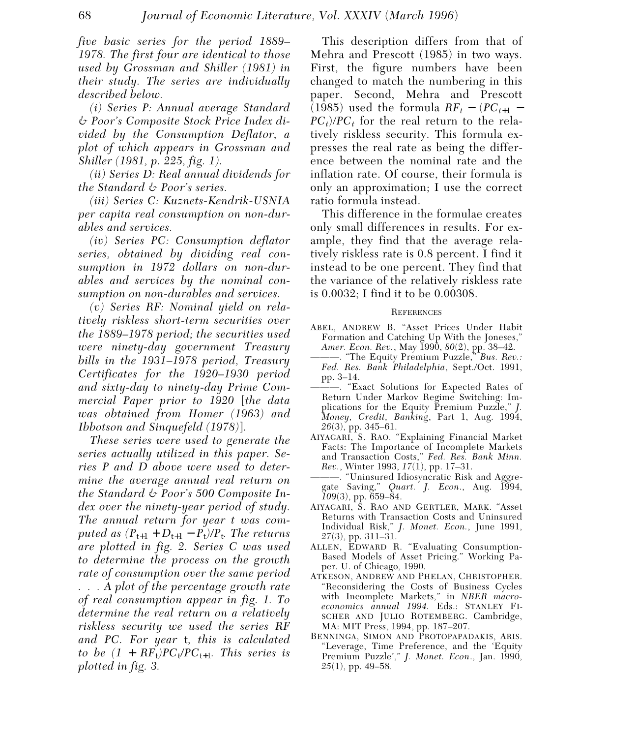*five basic series for the period 1889–1978. The first four are identical to those used by Grossman and Shiller (1981) in their study. The series are individually described below.*

*(i) Series P: Annual average Standard & Poor's Composite Stock Price Index divided by the Consumption Deflator, a plot of which appears in Grossman and Shiller (1981, p. 225, fig. 1).*

*(ii) Series D: Real annual dividends for the Standard & Poor's series.*

*(iii) Series C: Kuznets-Kendrik-USNIA per capita real consumption on non-durables and services.*

*(iv) Series PC: Consumption deflator series, obtained by dividing real consumption in 1972 dollars on non-durables and services by the nominal consumption on non-durables and services.*

*(v) Series RF: Nominal yield on relatively riskless short-term securities over the 1889–1978 period; the securities used were ninety-day government Treasury bills in the 1931–1978 period, Treasury Certificates for the 1920–1930 period and sixty-day to ninety-day Prime Commercial Paper prior to 1920 [the data was obtained from Homer (1963) and Ibbotson and Sinquefeld (1978)].*

*These series were used to generate the series actually utilized in this paper. Series P and D above were used to determine the average annual real return on the Standard & Poor's 500 Composite Index over the ninety-year period of study. The annual return for year t was computed as $(P_{t+1} + D_{t+1} - P_t)/P_t$. The returns are plotted in fig. 2. Series C was used to determine the process on the growth rate of consumption over the same period . . . A plot of the percentage growth rate of real consumption appear in fig. 1. To determine the real return on a relatively riskless security we used the series RF and PC. For year t, this is calculated to be $(1 + RF_t)PC_t/PC_{t+1}$. This series is plotted in fig. 3.*

This description differs from that of Mehra and Prescott (1985) in two ways. First, the figure numbers have been changed to match the numbering in this paper. Second, Mehra and Prescott (1985) used the formula $RF_t - (PC_{t+1} - PC_t)/PC_t$ for the real return to the relatively riskless security. This formula expresses the real rate as being the difference between the nominal rate and the inflation rate. Of course, their formula is only an approximation; I use the correct ratio formula instead.

This difference in the formulae creates only small differences in results. For example, they find that the average relatively riskless rate is 0.8 percent. I find it instead to be one percent. They find that the variance of the relatively riskless rate is 0.0032; I find it to be 0.00308.

## References

ABEL, ANDREW B. "Asset Prices Under Habit Formation and Catching Up With the Joneses," *Amer. Econ. Rev.*, May 1990, *80*(2), pp. 38–42.

———. "The Equity Premium Puzzle," *Bus. Rev.: Fed. Res. Bank Philadelphia*, Sept./Oct. 1991, pp. 3–14.

———. "Exact Solutions for Expected Rates of Return Under Markov Regime Switching: Implications for the Equity Premium Puzzle," *J. Money, Credit, Banking*, Part 1, Aug. 1994, *26*(3), pp. 345–61.

AIYAGARI, S. RAO. "Explaining Financial Market Facts: The Importance of Incomplete Markets and Transaction Costs," *Fed. Res. Bank Minn. Rev.*, Winter 1993, *17*(1), pp. 17–31.

———. "Uninsured Idiosyncratic Risk and Aggregate Saving," *Quart. J. Econ.*, Aug. 1994, *109*(3), pp. 659–84.

AIYAGARI, S. RAO AND GERTLER, MARK. "Asset Returns with Transaction Costs and Uninsured Individual Risk," *J. Monet. Econ.*, June 1991, *27*(3), pp. 311–31.

ALLEN, EDWARD R. "Evaluating Consumption-Based Models of Asset Pricing." Working Paper. U. of Chicago, 1990.

ATKESON, ANDREW AND PHELAN, CHRISTOPHER. "Reconsidering the Costs of Business Cycles with Incomplete Markets," in *NBER macroeconomics annual 1994.* Eds.: STANLEY FISCHER AND JULIO ROTEMBERG. Cambridge, MA: MIT Press, 1994, pp. 187–207.

BENNINGA, SIMON AND PROTOPAPADAKIS, ARIS. "Leverage, Time Preference, and the 'Equity Premium Puzzle'," *J. Monet. Econ.*, Jan. 1990, *25*(1), pp. 49–58.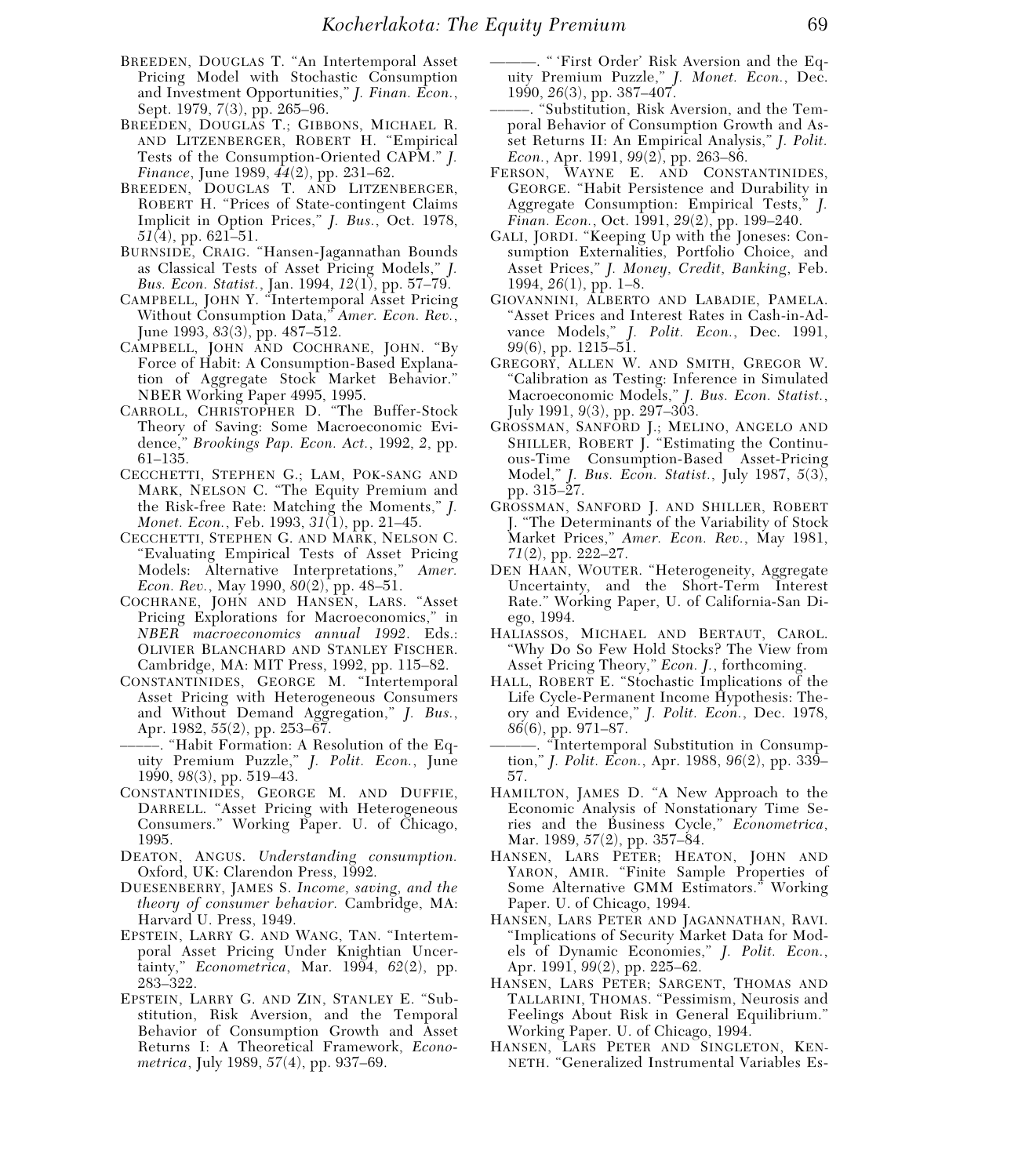BREEDEN, DOUGLAS T. "An Intertemporal Asset Pricing Model with Stochastic Consumption and Investment Opportunities," *J. Finan. Econ.*, Sept. 1979, *7*(3), pp. 265–96.

BREEDEN, DOUGLAS T.; GIBBONS, MICHAEL R. AND LITZENBERGER, ROBERT H. "Empirical Tests of the Consumption-Oriented CAPM." *J. Finance*, June 1989, *44*(2), pp. 231–62.

BREEDEN, DOUGLAS T. AND LITZENBERGER, ROBERT H. "Prices of State-contingent Claims Implicit in Option Prices," *J. Bus.*, Oct. 1978, *51*(4), pp. 621–51.

BURNSIDE, CRAIG. "Hansen-Jagannathan Bounds as Classical Tests of Asset Pricing Models," *J. Bus. Econ. Statist.*, Jan. 1994, *12*(1), pp. 57–79.

CAMPBELL, JOHN Y. "Intertemporal Asset Pricing Without Consumption Data," *Amer. Econ. Rev.*, June 1993, *83*(3), pp. 487–512.

CAMPBELL, JOHN AND COCHRANE, JOHN. "By Force of Habit: A Consumption-Based Explanation of Aggregate Stock Market Behavior." NBER Working Paper 4995, 1995.

CARROLL, CHRISTOPHER D. "The Buffer-Stock Theory of Saving: Some Macroeconomic Evidence," *Brookings Pap. Econ. Act.*, 1992, *2*, pp. 61–135.

CECCHETTI, STEPHEN G.; LAM, POK-SANG AND MARK, NELSON C. "The Equity Premium and the Risk-free Rate: Matching the Moments," *J. Monet. Econ.*, Feb. 1993, *31*(1), pp. 21–45.

CECCHETTI, STEPHEN G. AND MARK, NELSON C. "Evaluating Empirical Tests of Asset Pricing Models: Alternative Interpretations," *Amer. Econ. Rev.*, May 1990, *80*(2), pp. 48–51.

COCHRANE, JOHN AND HANSEN, LARS. "Asset Pricing Explorations for Macroeconomics," in *NBER macroeconomics annual 1992*. Eds.: OLIVIER BLANCHARD AND STANLEY FISCHER. Cambridge, MA: MIT Press, 1992, pp. 115–82.

CONSTANTINIDES, GEORGE M. "Intertemporal Asset Pricing with Heterogeneous Consumers and Without Demand Aggregation," *J. Bus.*, Apr. 1982, *55*(2), pp. 253–67.

———. "Habit Formation: A Resolution of the Equity Premium Puzzle," *J. Polit. Econ.*, June 1990, *98*(3), pp. 519–43.

CONSTANTINIDES, GEORGE M. AND DUFFIE, DARRELL. "Asset Pricing with Heterogeneous Consumers." Working Paper. U. of Chicago, 1995.

DEATON, ANGUS. *Understanding consumption.* Oxford, UK: Clarendon Press, 1992.

DUESENBERRY, JAMES S. *Income, saving, and the theory of consumer behavior.* Cambridge, MA: Harvard U. Press, 1949.

EPSTEIN, LARRY G. AND WANG, TAN. "Intertemporal Asset Pricing Under Knightian Uncertainty," *Econometrica*, Mar. 1994, *62*(2), pp. 283–322.

EPSTEIN, LARRY G. AND ZIN, STANLEY E. "Substitution, Risk Aversion, and the Temporal Behavior of Consumption Growth and Asset Returns I: A Theoretical Framework, *Econometrica*, July 1989, *57*(4), pp. 937–69.

———. " 'First Order' Risk Aversion and the Equity Premium Puzzle," *J. Monet. Econ.*, Dec. 1990, *26*(3), pp. 387–407.

———. "Substitution, Risk Aversion, and the Temporal Behavior of Consumption Growth and Asset Returns II: An Empirical Analysis," *J. Polit. Econ.*, Apr. 1991, *99*(2), pp. 263–86.

FERSON, WAYNE E. AND CONSTANTINIDES, GEORGE. "Habit Persistence and Durability in Aggregate Consumption: Empirical Tests," *J. Finan. Econ.*, Oct. 1991, *29*(2), pp. 199–240.

GALI, JORDI. "Keeping Up with the Joneses: Consumption Externalities, Portfolio Choice, and Asset Prices," *J. Money, Credit, Banking*, Feb. 1994, *26*(1), pp. 1–8.

GIOVANNINI, ALBERTO AND LABADIE, PAMELA. "Asset Prices and Interest Rates in Cash-in-Advance Models," *J. Polit. Econ.*, Dec. 1991, *99*(6), pp. 1215–51.

GREGORY, ALLEN W. AND SMITH, GREGOR W. "Calibration as Testing: Inference in Simulated Macroeconomic Models," *J. Bus. Econ. Statist.*, July 1991, *9*(3), pp. 297–303.

GROSSMAN, SANFORD J.; MELINO, ANGELO AND SHILLER, ROBERT J. "Estimating the Continuous-Time Consumption-Based Asset-Pricing Model," *J. Bus. Econ. Statist.*, July 1987, *5*(3), pp. 315–27.

GROSSMAN, SANFORD J. AND SHILLER, ROBERT J. "The Determinants of the Variability of Stock Market Prices," *Amer. Econ. Rev.*, May 1981, *71*(2), pp. 222–27.

DEN HAAN, WOUTER. "Heterogeneity, Aggregate Uncertainty, and the Short-Term Interest Rate." Working Paper, U. of California-San Diego, 1994.

HALIASSOS, MICHAEL AND BERTAUT, CAROL. "Why Do So Few Hold Stocks? The View from Asset Pricing Theory," *Econ. J.*, forthcoming.

HALL, ROBERT E. "Stochastic Implications of the Life Cycle-Permanent Income Hypothesis: Theory and Evidence," *J. Polit. Econ.*, Dec. 1978, *86*(6), pp. 971–87.

———. "Intertemporal Substitution in Consumption," *J. Polit. Econ.*, Apr. 1988, *96*(2), pp. 339–57.

HAMILTON, JAMES D. "A New Approach to the Economic Analysis of Nonstationary Time Series and the Business Cycle," *Econometrica*, Mar. 1989, *57*(2), pp. 357–84.

HANSEN, LARS PETER; HEATON, JOHN AND YARON, AMIR. "Finite Sample Properties of Some Alternative GMM Estimators." Working Paper. U. of Chicago, 1994.

HANSEN, LARS PETER AND JAGANNATHAN, RAVI. "Implications of Security Market Data for Models of Dynamic Economies," *J. Polit. Econ.*, Apr. 1991, *99*(2), pp. 225–62.

HANSEN, LARS PETER; SARGENT, THOMAS AND TALLARINI, THOMAS. "Pessimism, Neurosis and Feelings About Risk in General Equilibrium." Working Paper. U. of Chicago, 1994.

HANSEN, LARS PETER AND SINGLETON, KENNETH. "Generalized Instrumental Variables Es-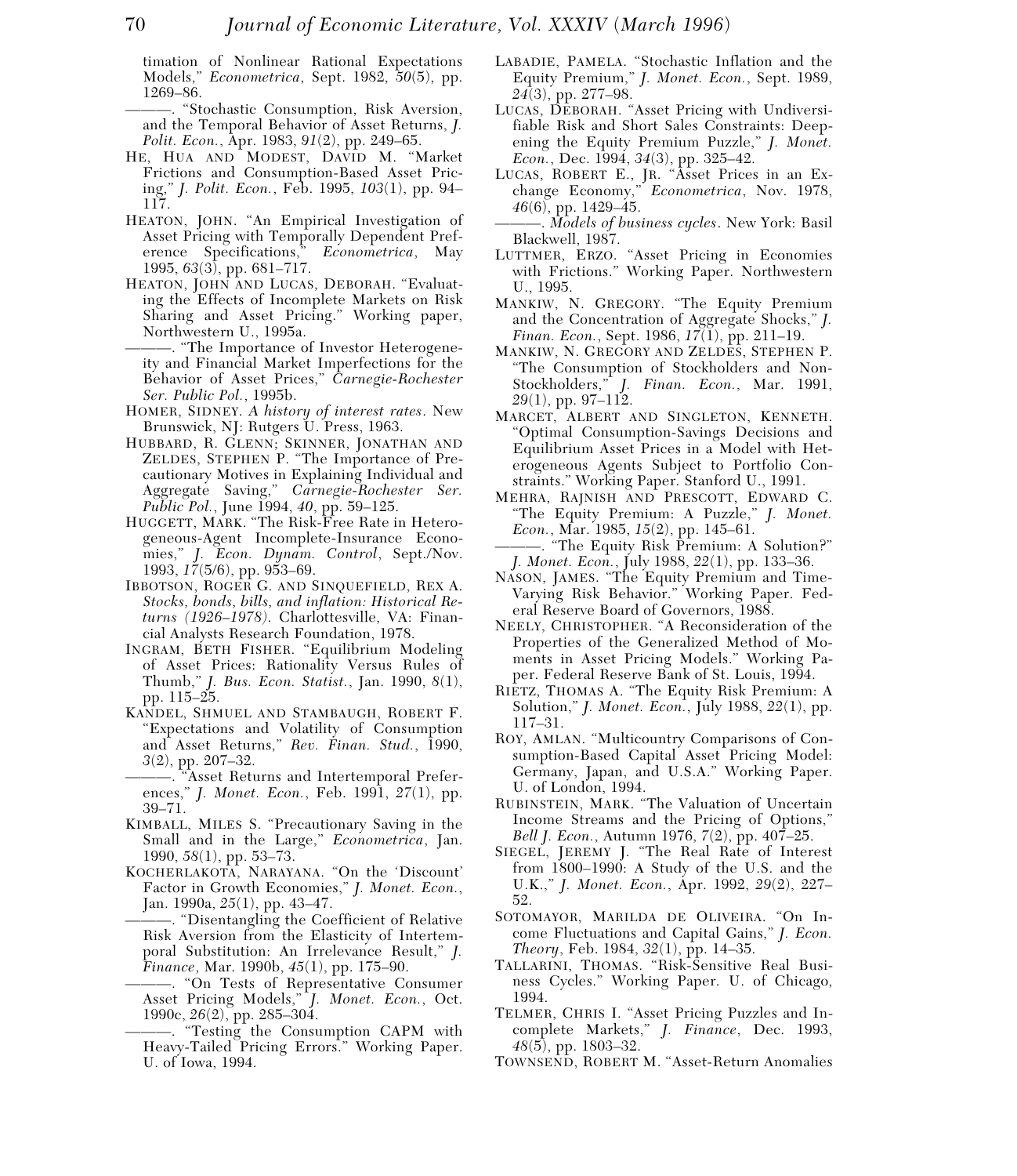timation of Nonlinear Rational Expectations Models," *Econometrica*, Sept. 1982, *50*(5), pp. 1269–86.

———. "Stochastic Consumption, Risk Aversion, and the Temporal Behavior of Asset Returns, *J. Polit. Econ.*, Apr. 1983, *91*(2), pp. 249–65.

HE, HUA AND MODEST, DAVID M. "Market Frictions and Consumption-Based Asset Pricing," *J. Polit. Econ.*, Feb. 1995, *103*(1), pp. 94–117.

HEATON, JOHN. "An Empirical Investigation of Asset Pricing with Temporally Dependent Preference Specifications," *Econometrica*, May 1995, *63*(3), pp. 681–717.

HEATON, JOHN AND LUCAS, DEBORAH. "Evaluating the Effects of Incomplete Markets on Risk Sharing and Asset Pricing." Working paper, Northwestern U., 1995a.

———. "The Importance of Investor Heterogeneity and Financial Market Imperfections for the Behavior of Asset Prices," *Carnegie-Rochester Ser. Public Pol.*, 1995b.

HOMER, SIDNEY. *A history of interest rates*. New Brunswick, NJ: Rutgers U. Press, 1963.

HUBBARD, R. GLENN; SKINNER, JONATHAN AND ZELDES, STEPHEN P. "The Importance of Precautionary Motives in Explaining Individual and Aggregate Saving," *Carnegie-Rochester Ser. Public Pol.*, June 1994, *40*, pp. 59–125.

HUGGETT, MARK. "The Risk-Free Rate in Heterogeneous-Agent Incomplete-Insurance Economies," *J. Econ. Dynam. Control*, Sept./Nov. 1993, *17*(5/6), pp. 953–69.

IBBOTSON, ROGER G. AND SINQUEFIELD, REX A. *Stocks, bonds, bills, and inflation: Historical Returns (1926–1978)*. Charlottesville, VA: Financial Analysts Research Foundation, 1978.

INGRAM, BETH FISHER. "Equilibrium Modeling of Asset Prices: Rationality Versus Rules of Thumb," *J. Bus. Econ. Statist.*, Jan. 1990, *8*(1), pp. 115–25.

KANDEL, SHMUEL AND STAMBAUGH, ROBERT F. "Expectations and Volatility of Consumption and Asset Returns," *Rev. Finan. Stud.*, 1990, *3*(2), pp. 207–32.

———. "Asset Returns and Intertemporal Preferences," *J. Monet. Econ.*, Feb. 1991, *27*(1), pp. 39–71.

KIMBALL, MILES S. "Precautionary Saving in the Small and in the Large," *Econometrica*, Jan. 1990, *58*(1), pp. 53–73.

KOCHERLAKOTA, NARAYANA. "On the 'Discount' Factor in Growth Economies," *J. Monet. Econ.*, Jan. 1990a, *25*(1), pp. 43–47.

———. "Disentangling the Coefficient of Relative Risk Aversion from the Elasticity of Intertemporal Substitution: An Irrelevance Result," *J. Finance*, Mar. 1990b, *45*(1), pp. 175–90.

———. "On Tests of Representative Consumer Asset Pricing Models," *J. Monet. Econ.*, Oct. 1990c, *26*(2), pp. 285–304.

———. "Testing the Consumption CAPM with Heavy-Tailed Pricing Errors." Working Paper. U. of Iowa, 1994.

LABADIE, PAMELA. "Stochastic Inflation and the Equity Premium," *J. Monet. Econ.*, Sept. 1989, *24*(3), pp. 277–98.

LUCAS, DEBORAH. "Asset Pricing with Undiversifiable Risk and Short Sales Constraints: Deepening the Equity Premium Puzzle," *J. Monet. Econ.*, Dec. 1994, *34*(3), pp. 325–42.

LUCAS, ROBERT E., JR. "Asset Prices in an Exchange Economy," *Econometrica*, Nov. 1978, *46*(6), pp. 1429–45.

———. *Models of business cycles*. New York: Basil Blackwell, 1987.

LUTTMER, ERZO. "Asset Pricing in Economies with Frictions." Working Paper. Northwestern U., 1995.

MANKIW, N. GREGORY. "The Equity Premium and the Concentration of Aggregate Shocks," *J. Finan. Econ.*, Sept. 1986, *17*(1), pp. 211–19.

MANKIW, N. GREGORY AND ZELDES, STEPHEN P. "The Consumption of Stockholders and Non-Stockholders," *J. Finan. Econ.*, Mar. 1991, *29*(1), pp. 97–112.

MARCET, ALBERT AND SINGLETON, KENNETH. "Optimal Consumption-Savings Decisions and Equilibrium Asset Prices in a Model with Heterogeneous Agents Subject to Portfolio Constraints." Working Paper. Stanford U., 1991.

MEHRA, RAJNISH AND PRESCOTT, EDWARD C. "The Equity Premium: A Puzzle," *J. Monet. Econ.*, Mar. 1985, *15*(2), pp. 145–61.

———. "The Equity Risk Premium: A Solution?" *J. Monet. Econ.*, July 1988, *22*(1), pp. 133–36.

NASON, JAMES. "The Equity Premium and Time-Varying Risk Behavior." Working Paper. Federal Reserve Board of Governors, 1988.

NEELY, CHRISTOPHER. "A Reconsideration of the Properties of the Generalized Method of Moments in Asset Pricing Models." Working Paper. Federal Reserve Bank of St. Louis, 1994.

RIETZ, THOMAS A. "The Equity Risk Premium: A Solution," *J. Monet. Econ.*, July 1988, *22*(1), pp. 117–31.

ROY, AMLAN. "Multicountry Comparisons of Consumption-Based Capital Asset Pricing Model: Germany, Japan, and U.S.A." Working Paper. U. of London, 1994.

RUBINSTEIN, MARK. "The Valuation of Uncertain Income Streams and the Pricing of Options," *Bell J. Econ.*, Autumn 1976, *7*(2), pp. 407–25.

SIEGEL, JEREMY J. "The Real Rate of Interest from 1800–1990: A Study of the U.S. and the U.K.," *J. Monet. Econ.*, Apr. 1992, *29*(2), 227–52.

SOTOMAYOR, MARILDA DE OLIVEIRA. "On Income Fluctuations and Capital Gains," *J. Econ. Theory*, Feb. 1984, *32*(1), pp. 14–35.

TALLARINI, THOMAS. "Risk-Sensitive Real Business Cycles." Working Paper. U. of Chicago, 1994.

TELMER, CHRIS I. "Asset Pricing Puzzles and Incomplete Markets," *J. Finance*, Dec. 1993, *48*(5), pp. 1803–32.

TOWNSEND, ROBERT M. "Asset-Return Anomalies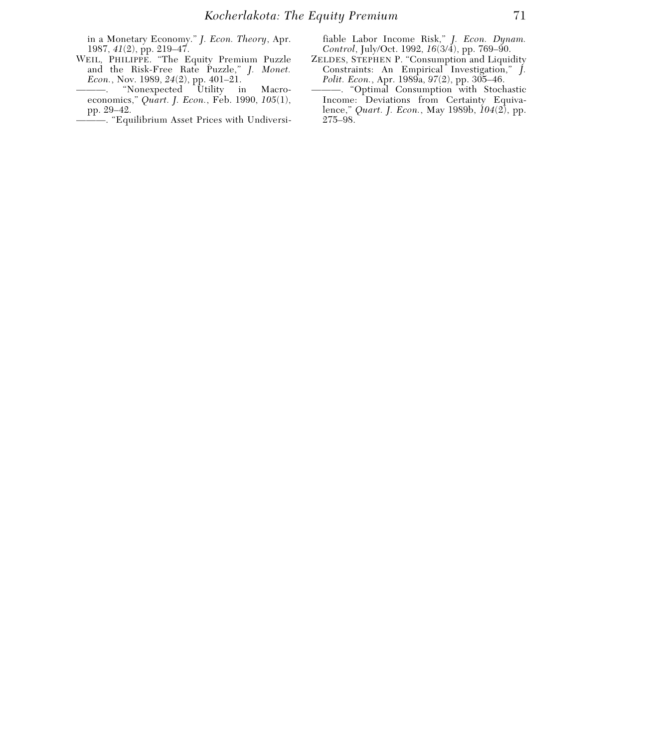in a Monetary Economy." *J. Econ. Theory*, Apr. 1987, *41*(2), pp. 219–47.

WEIL, PHILIPPE. "The Equity Premium Puzzle and the Risk-Free Rate Puzzle," *J. Monet. Econ.*, Nov. 1989, *24*(2), pp. 401–21.

———. "Nonexpected Utility in Macroeconomics," *Quart. J. Econ.*, Feb. 1990, *105*(1), pp. 29–42.

———. "Equilibrium Asset Prices with Undiversifiable Labor Income Risk," *J. Econ. Dynam. Control*, July/Oct. 1992, *16*(3/4), pp. 769–90.

ZELDES, STEPHEN P. "Consumption and Liquidity Constraints: An Empirical Investigation," *J. Polit. Econ.*, Apr. 1989a, *97*(2), pp. 305–46.

———. "Optimal Consumption with Stochastic Income: Deviations from Certainty Equivalence," *Quart. J. Econ.*, May 1989b, *104*(2), pp. 275–98.